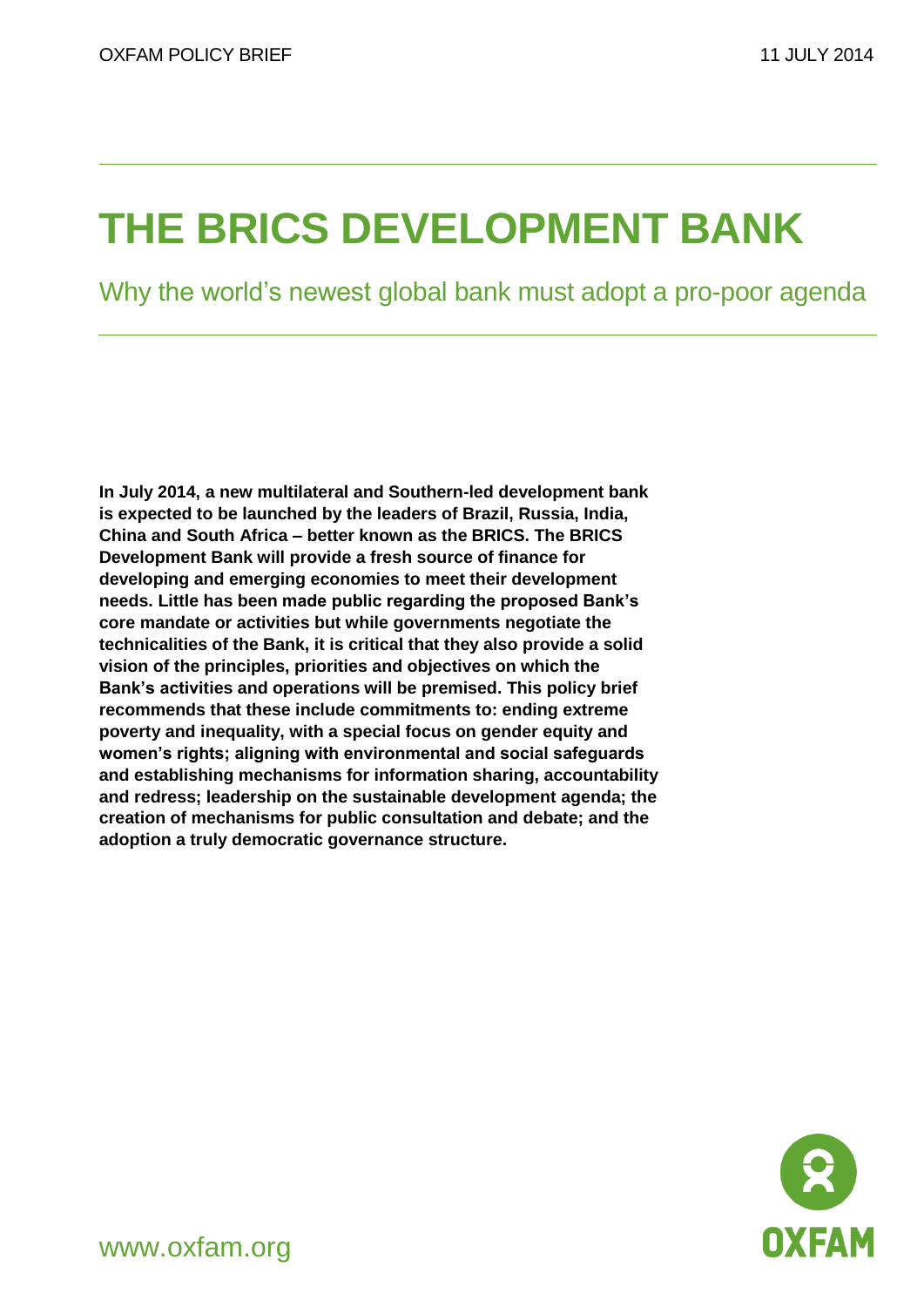OXFAM POLICY BRIEF 11 JULY 2014

# THE BRICS DEVELOPMENT BANK

## Why the world's newest global bank must adopt a pro-poor agenda

**In July 2014, a new multilateral and Southern-led development bank is expected to be launched by the leaders of Brazil, Russia, India, China and South Africa – better known as the BRICS. The BRICS Development Bank will provide a fresh source of finance for developing and emerging economies to meet their development needs. Little has been made public regarding the proposed Bank's core mandate or activities but while governments negotiate the technicalities of the Bank, it is critical that they also provide a solid vision of the principles, priorities and objectives on which the Bank's activities and operations will be premised. This policy brief recommends that these include commitments to: ending extreme poverty and inequality, with a special focus on gender equity and women's rights; aligning with environmental and social safeguards and establishing mechanisms for information sharing, accountability and redress; leadership on the sustainable development agenda; the creation of mechanisms for public consultation and debate; and the adoption a truly democratic governance structure.**

www.oxfam.org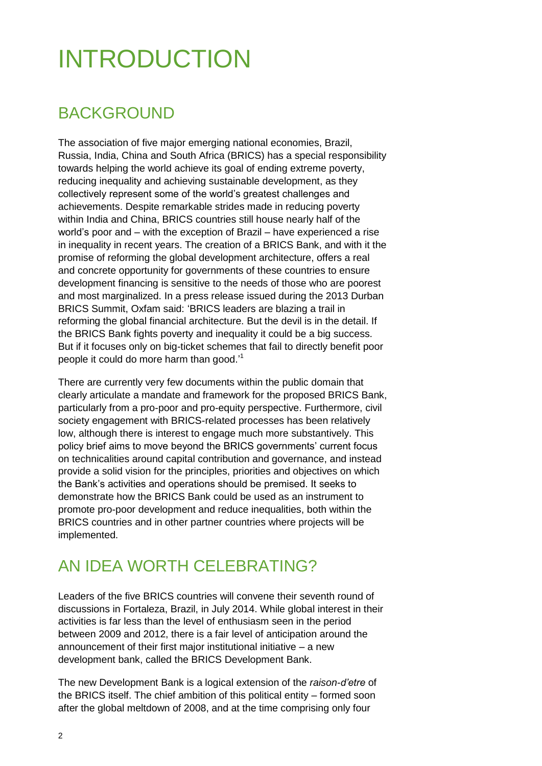# INTRODUCTION

## BACKGROUND

The association of five major emerging national economies, Brazil, Russia, India, China and South Africa (BRICS) has a special responsibility towards helping the world achieve its goal of ending extreme poverty, reducing inequality and achieving sustainable development, as they collectively represent some of the world's greatest challenges and achievements. Despite remarkable strides made in reducing poverty within India and China, BRICS countries still house nearly half of the world's poor and – with the exception of Brazil – have experienced a rise in inequality in recent years. The creation of a BRICS Bank, and with it the promise of reforming the global development architecture, offers a real and concrete opportunity for governments of these countries to ensure development financing is sensitive to the needs of those who are poorest and most marginalized. In a press release issued during the 2013 Durban BRICS Summit, Oxfam said: 'BRICS leaders are blazing a trail in reforming the global financial architecture. But the devil is in the detail. If the BRICS Bank fights poverty and inequality it could be a big success. But if it focuses only on big-ticket schemes that fail to directly benefit poor people it could do more harm than good.'[1]

There are currently very few documents within the public domain that clearly articulate a mandate and framework for the proposed BRICS Bank, particularly from a pro-poor and pro-equity perspective. Furthermore, civil society engagement with BRICS-related processes has been relatively low, although there is interest to engage much more substantively. This policy brief aims to move beyond the BRICS governments' current focus on technicalities around capital contribution and governance, and instead provide a solid vision for the principles, priorities and objectives on which the Bank's activities and operations should be premised. It seeks to demonstrate how the BRICS Bank could be used as an instrument to promote pro-poor development and reduce inequalities, both within the BRICS countries and in other partner countries where projects will be implemented.

## AN IDEA WORTH CELEBRATING?

Leaders of the five BRICS countries will convene their seventh round of discussions in Fortaleza, Brazil, in July 2014. While global interest in their activities is far less than the level of enthusiasm seen in the period between 2009 and 2012, there is a fair level of anticipation around the announcement of their first major institutional initiative – a new development bank, called the BRICS Development Bank.

The new Development Bank is a logical extension of the *raison-d'etre* of the BRICS itself. The chief ambition of this political entity – formed soon after the global meltdown of 2008, and at the time comprising only four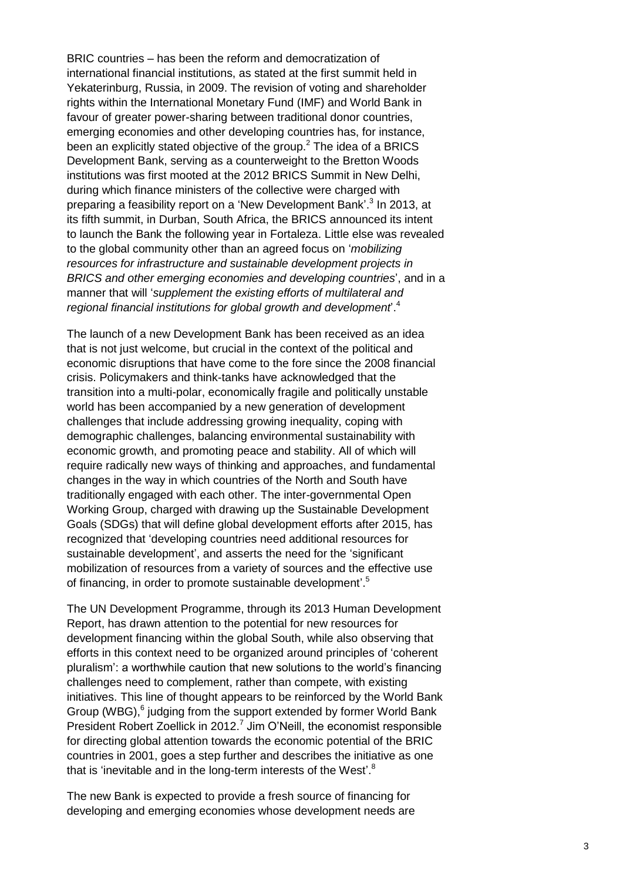BRIC countries – has been the reform and democratization of international financial institutions, as stated at the first summit held in Yekaterinburg, Russia, in 2009. The revision of voting and shareholder rights within the International Monetary Fund (IMF) and World Bank in favour of greater power-sharing between traditional donor countries, emerging economies and other developing countries has, for instance, been an explicitly stated objective of the group.[2] The idea of a BRICS Development Bank, serving as a counterweight to the Bretton Woods institutions was first mooted at the 2012 BRICS Summit in New Delhi, during which finance ministers of the collective were charged with preparing a feasibility report on a 'New Development Bank'.[3] In 2013, at its fifth summit, in Durban, South Africa, the BRICS announced its intent to launch the Bank the following year in Fortaleza. Little else was revealed to the global community other than an agreed focus on '*mobilizing resources for infrastructure and sustainable development projects in BRICS and other emerging economies and developing countries*', and in a manner that will '*supplement the existing efforts of multilateral and regional financial institutions for global growth and development*'.[4]

The launch of a new Development Bank has been received as an idea that is not just welcome, but crucial in the context of the political and economic disruptions that have come to the fore since the 2008 financial crisis. Policymakers and think-tanks have acknowledged that the transition into a multi-polar, economically fragile and politically unstable world has been accompanied by a new generation of development challenges that include addressing growing inequality, coping with demographic challenges, balancing environmental sustainability with economic growth, and promoting peace and stability. All of which will require radically new ways of thinking and approaches, and fundamental changes in the way in which countries of the North and South have traditionally engaged with each other. The inter-governmental Open Working Group, charged with drawing up the Sustainable Development Goals (SDGs) that will define global development efforts after 2015, has recognized that 'developing countries need additional resources for sustainable development', and asserts the need for the 'significant mobilization of resources from a variety of sources and the effective use of financing, in order to promote sustainable development'.[5]

The UN Development Programme, through its 2013 Human Development Report, has drawn attention to the potential for new resources for development financing within the global South, while also observing that efforts in this context need to be organized around principles of 'coherent pluralism': a worthwhile caution that new solutions to the world's financing challenges need to complement, rather than compete, with existing initiatives. This line of thought appears to be reinforced by the World Bank Group (WBG),[6] judging from the support extended by former World Bank President Robert Zoellick in 2012.[7] Jim O'Neill, the economist responsible for directing global attention towards the economic potential of the BRIC countries in 2001, goes a step further and describes the initiative as one that is 'inevitable and in the long-term interests of the West'.[8]

The new Bank is expected to provide a fresh source of financing for developing and emerging economies whose development needs are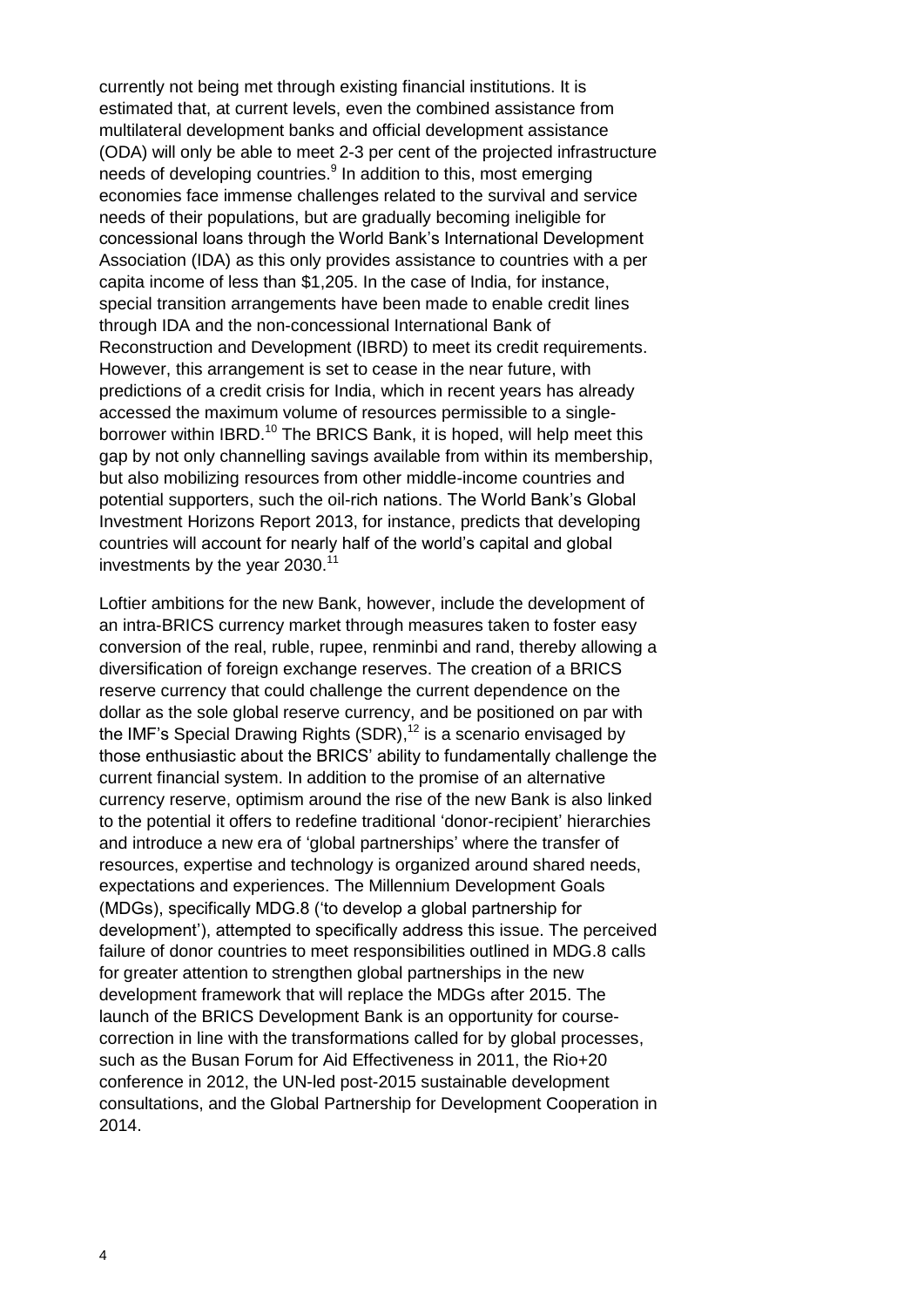currently not being met through existing financial institutions. It is estimated that, at current levels, even the combined assistance from multilateral development banks and official development assistance (ODA) will only be able to meet 2-3 per cent of the projected infrastructure needs of developing countries.[9] In addition to this, most emerging economies face immense challenges related to the survival and service needs of their populations, but are gradually becoming ineligible for concessional loans through the World Bank's International Development Association (IDA) as this only provides assistance to countries with a per capita income of less than $1,205. In the case of India, for instance, special transition arrangements have been made to enable credit lines through IDA and the non-concessional International Bank of Reconstruction and Development (IBRD) to meet its credit requirements. However, this arrangement is set to cease in the near future, with predictions of a credit crisis for India, which in recent years has already accessed the maximum volume of resources permissible to a single-borrower within IBRD.[10] The BRICS Bank, it is hoped, will help meet this gap by not only channelling savings available from within its membership, but also mobilizing resources from other middle-income countries and potential supporters, such the oil-rich nations. The World Bank's Global Investment Horizons Report 2013, for instance, predicts that developing countries will account for nearly half of the world's capital and global investments by the year 2030.[11]

Loftier ambitions for the new Bank, however, include the development of an intra-BRICS currency market through measures taken to foster easy conversion of the real, ruble, rupee, renminbi and rand, thereby allowing a diversification of foreign exchange reserves. The creation of a BRICS reserve currency that could challenge the current dependence on the dollar as the sole global reserve currency, and be positioned on par with the IMF's Special Drawing Rights (SDR),[12] is a scenario envisaged by those enthusiastic about the BRICS' ability to fundamentally challenge the current financial system. In addition to the promise of an alternative currency reserve, optimism around the rise of the new Bank is also linked to the potential it offers to redefine traditional 'donor-recipient' hierarchies and introduce a new era of 'global partnerships' where the transfer of resources, expertise and technology is organized around shared needs, expectations and experiences. The Millennium Development Goals (MDGs), specifically MDG.8 ('to develop a global partnership for development'), attempted to specifically address this issue. The perceived failure of donor countries to meet responsibilities outlined in MDG.8 calls for greater attention to strengthen global partnerships in the new development framework that will replace the MDGs after 2015. The launch of the BRICS Development Bank is an opportunity for course-correction in line with the transformations called for by global processes, such as the Busan Forum for Aid Effectiveness in 2011, the Rio+20 conference in 2012, the UN-led post-2015 sustainable development consultations, and the Global Partnership for Development Cooperation in 2014.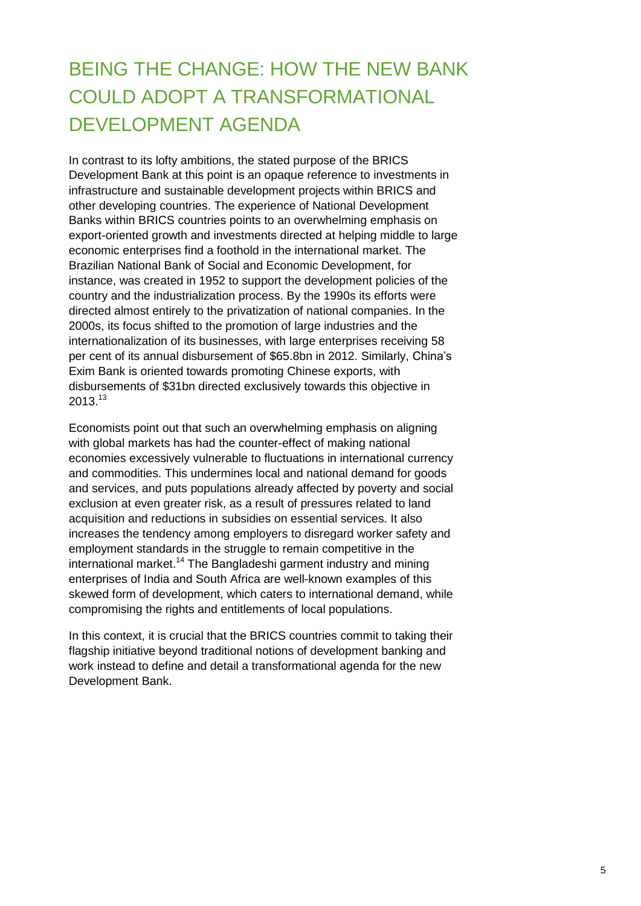# BEING THE CHANGE: HOW THE NEW BANK COULD ADOPT A TRANSFORMATIONAL DEVELOPMENT AGENDA

In contrast to its lofty ambitions, the stated purpose of the BRICS Development Bank at this point is an opaque reference to investments in infrastructure and sustainable development projects within BRICS and other developing countries. The experience of National Development Banks within BRICS countries points to an overwhelming emphasis on export-oriented growth and investments directed at helping middle to large economic enterprises find a foothold in the international market. The Brazilian National Bank of Social and Economic Development, for instance, was created in 1952 to support the development policies of the country and the industrialization process. By the 1990s its efforts were directed almost entirely to the privatization of national companies. In the 2000s, its focus shifted to the promotion of large industries and the internationalization of its businesses, with large enterprises receiving 58 per cent of its annual disbursement of $65.8bn in 2012. Similarly, China's Exim Bank is oriented towards promoting Chinese exports, with disbursements of $31bn directed exclusively towards this objective in 2013.[13]

Economists point out that such an overwhelming emphasis on aligning with global markets has had the counter-effect of making national economies excessively vulnerable to fluctuations in international currency and commodities. This undermines local and national demand for goods and services, and puts populations already affected by poverty and social exclusion at even greater risk, as a result of pressures related to land acquisition and reductions in subsidies on essential services. It also increases the tendency among employers to disregard worker safety and employment standards in the struggle to remain competitive in the international market.[14] The Bangladeshi garment industry and mining enterprises of India and South Africa are well-known examples of this skewed form of development, which caters to international demand, while compromising the rights and entitlements of local populations.

In this context, it is crucial that the BRICS countries commit to taking their flagship initiative beyond traditional notions of development banking and work instead to define and detail a transformational agenda for the new Development Bank.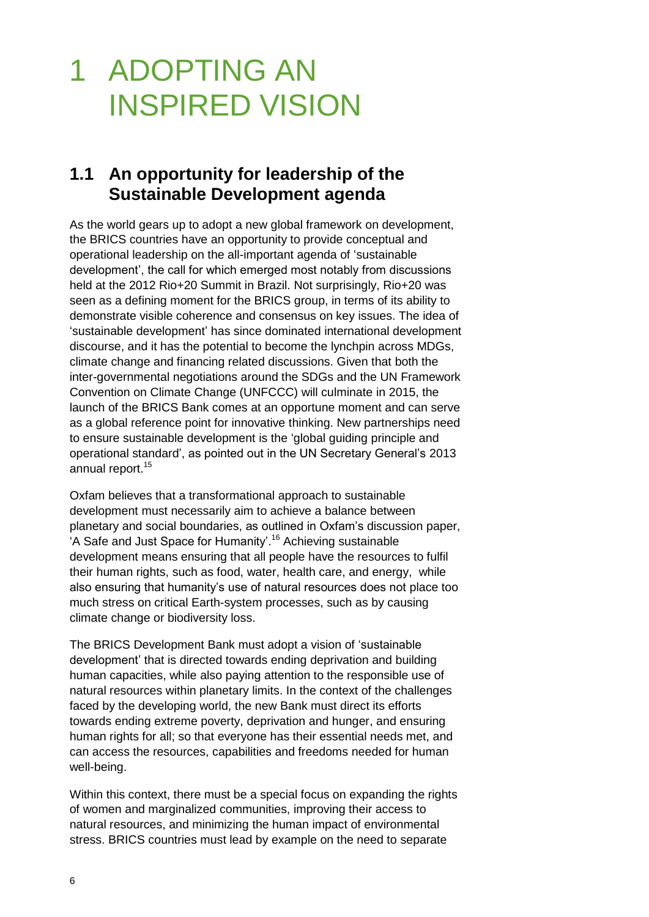# 1 ADOPTING AN INSPIRED VISION

## 1.1 An opportunity for leadership of the Sustainable Development agenda

As the world gears up to adopt a new global framework on development, the BRICS countries have an opportunity to provide conceptual and operational leadership on the all-important agenda of 'sustainable development', the call for which emerged most notably from discussions held at the 2012 Rio+20 Summit in Brazil. Not surprisingly, Rio+20 was seen as a defining moment for the BRICS group, in terms of its ability to demonstrate visible coherence and consensus on key issues. The idea of 'sustainable development' has since dominated international development discourse, and it has the potential to become the lynchpin across MDGs, climate change and financing related discussions. Given that both the inter-governmental negotiations around the SDGs and the UN Framework Convention on Climate Change (UNFCCC) will culminate in 2015, the launch of the BRICS Bank comes at an opportune moment and can serve as a global reference point for innovative thinking. New partnerships need to ensure sustainable development is the 'global guiding principle and operational standard', as pointed out in the UN Secretary General's 2013 annual report.[15]

Oxfam believes that a transformational approach to sustainable development must necessarily aim to achieve a balance between planetary and social boundaries, as outlined in Oxfam's discussion paper, 'A Safe and Just Space for Humanity'.[16] Achieving sustainable development means ensuring that all people have the resources to fulfil their human rights, such as food, water, health care, and energy, while also ensuring that humanity's use of natural resources does not place too much stress on critical Earth-system processes, such as by causing climate change or biodiversity loss.

The BRICS Development Bank must adopt a vision of 'sustainable development' that is directed towards ending deprivation and building human capacities, while also paying attention to the responsible use of natural resources within planetary limits. In the context of the challenges faced by the developing world, the new Bank must direct its efforts towards ending extreme poverty, deprivation and hunger, and ensuring human rights for all; so that everyone has their essential needs met, and can access the resources, capabilities and freedoms needed for human well-being.

Within this context, there must be a special focus on expanding the rights of women and marginalized communities, improving their access to natural resources, and minimizing the human impact of environmental stress. BRICS countries must lead by example on the need to separate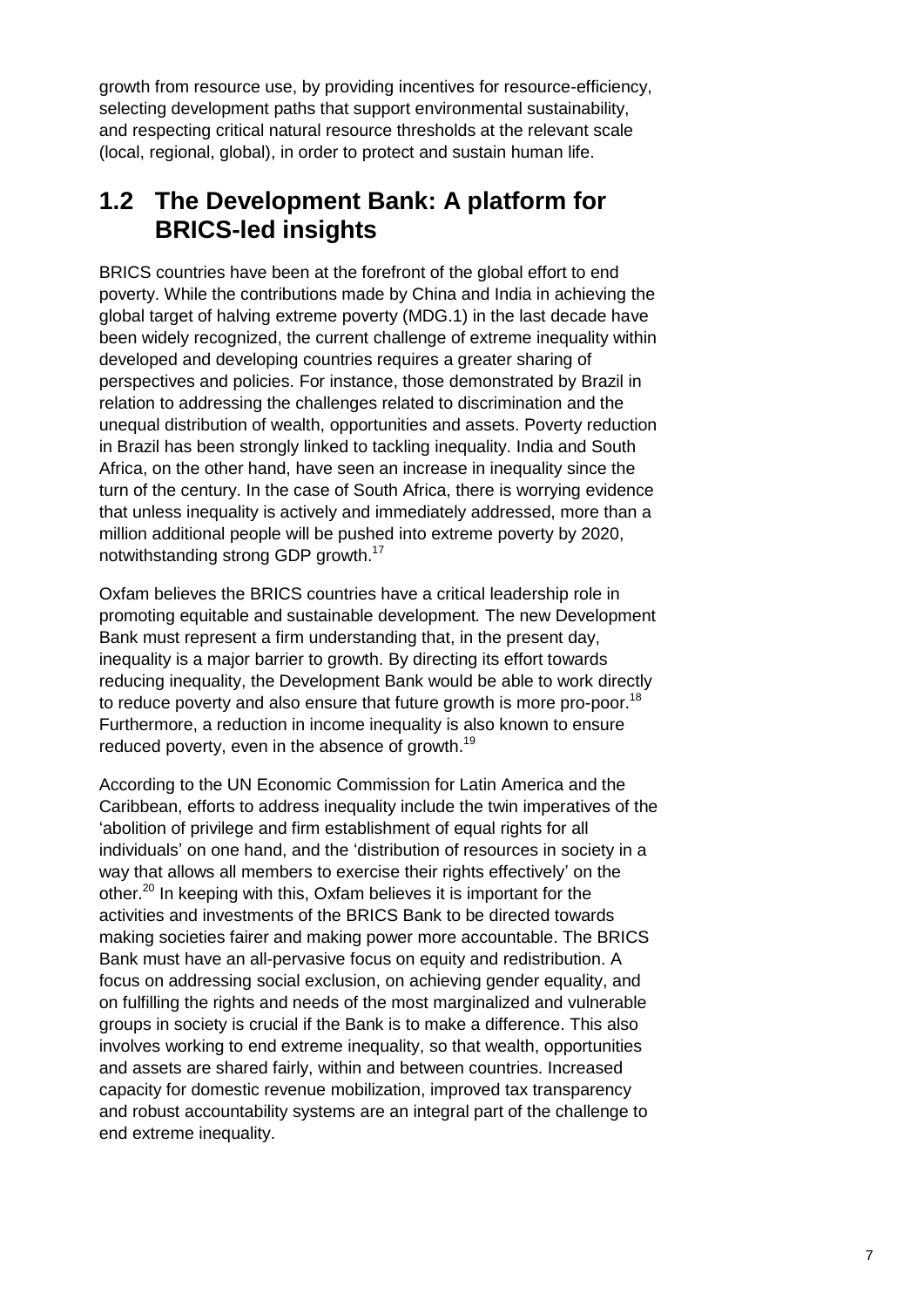growth from resource use, by providing incentives for resource-efficiency, selecting development paths that support environmental sustainability, and respecting critical natural resource thresholds at the relevant scale (local, regional, global), in order to protect and sustain human life.

## 1.2 The Development Bank: A platform for BRICS-led insights

BRICS countries have been at the forefront of the global effort to end poverty. While the contributions made by China and India in achieving the global target of halving extreme poverty (MDG.1) in the last decade have been widely recognized, the current challenge of extreme inequality within developed and developing countries requires a greater sharing of perspectives and policies. For instance, those demonstrated by Brazil in relation to addressing the challenges related to discrimination and the unequal distribution of wealth, opportunities and assets. Poverty reduction in Brazil has been strongly linked to tackling inequality. India and South Africa, on the other hand, have seen an increase in inequality since the turn of the century. In the case of South Africa, there is worrying evidence that unless inequality is actively and immediately addressed, more than a million additional people will be pushed into extreme poverty by 2020, notwithstanding strong GDP growth.[17]

Oxfam believes the BRICS countries have a critical leadership role in promoting equitable and sustainable development*.* The new Development Bank must represent a firm understanding that, in the present day, inequality is a major barrier to growth. By directing its effort towards reducing inequality, the Development Bank would be able to work directly to reduce poverty and also ensure that future growth is more pro-poor.[18] Furthermore, a reduction in income inequality is also known to ensure reduced poverty, even in the absence of growth.[19]

According to the UN Economic Commission for Latin America and the Caribbean, efforts to address inequality include the twin imperatives of the 'abolition of privilege and firm establishment of equal rights for all individuals' on one hand, and the 'distribution of resources in society in a way that allows all members to exercise their rights effectively' on the other.[20] In keeping with this, Oxfam believes it is important for the activities and investments of the BRICS Bank to be directed towards making societies fairer and making power more accountable. The BRICS Bank must have an all-pervasive focus on equity and redistribution. A focus on addressing social exclusion, on achieving gender equality, and on fulfilling the rights and needs of the most marginalized and vulnerable groups in society is crucial if the Bank is to make a difference. This also involves working to end extreme inequality, so that wealth, opportunities and assets are shared fairly, within and between countries. Increased capacity for domestic revenue mobilization, improved tax transparency and robust accountability systems are an integral part of the challenge to end extreme inequality.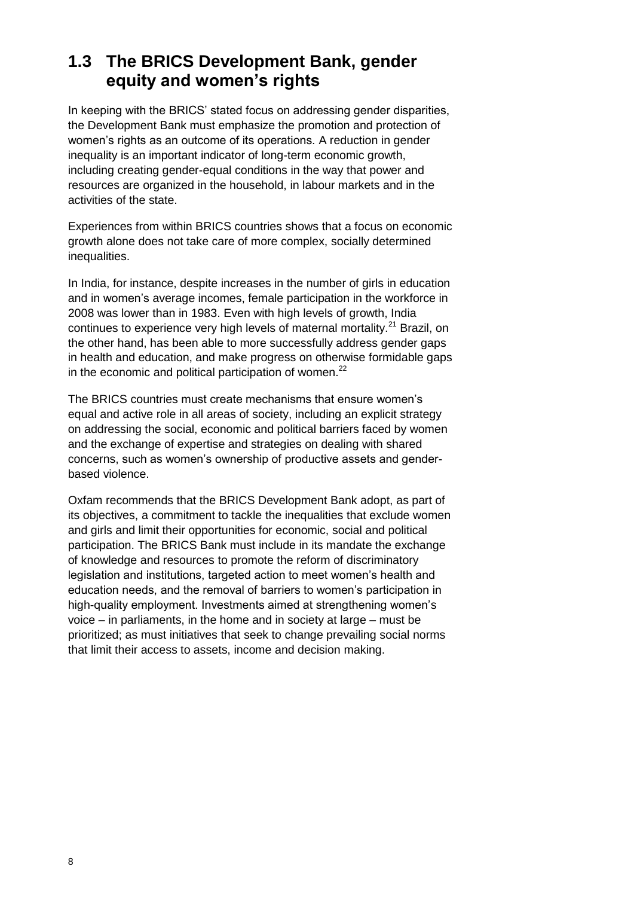## 1.3 The BRICS Development Bank, gender equity and women's rights

In keeping with the BRICS' stated focus on addressing gender disparities, the Development Bank must emphasize the promotion and protection of women's rights as an outcome of its operations. A reduction in gender inequality is an important indicator of long-term economic growth, including creating gender-equal conditions in the way that power and resources are organized in the household, in labour markets and in the activities of the state.

Experiences from within BRICS countries shows that a focus on economic growth alone does not take care of more complex, socially determined inequalities.

In India, for instance, despite increases in the number of girls in education and in women's average incomes, female participation in the workforce in 2008 was lower than in 1983. Even with high levels of growth, India continues to experience very high levels of maternal mortality.[21] Brazil, on the other hand, has been able to more successfully address gender gaps in health and education, and make progress on otherwise formidable gaps in the economic and political participation of women.[22]

The BRICS countries must create mechanisms that ensure women's equal and active role in all areas of society, including an explicit strategy on addressing the social, economic and political barriers faced by women and the exchange of expertise and strategies on dealing with shared concerns, such as women's ownership of productive assets and gender-based violence.

Oxfam recommends that the BRICS Development Bank adopt, as part of its objectives, a commitment to tackle the inequalities that exclude women and girls and limit their opportunities for economic, social and political participation. The BRICS Bank must include in its mandate the exchange of knowledge and resources to promote the reform of discriminatory legislation and institutions, targeted action to meet women's health and education needs, and the removal of barriers to women's participation in high-quality employment. Investments aimed at strengthening women's voice – in parliaments, in the home and in society at large – must be prioritized; as must initiatives that seek to change prevailing social norms that limit their access to assets, income and decision making.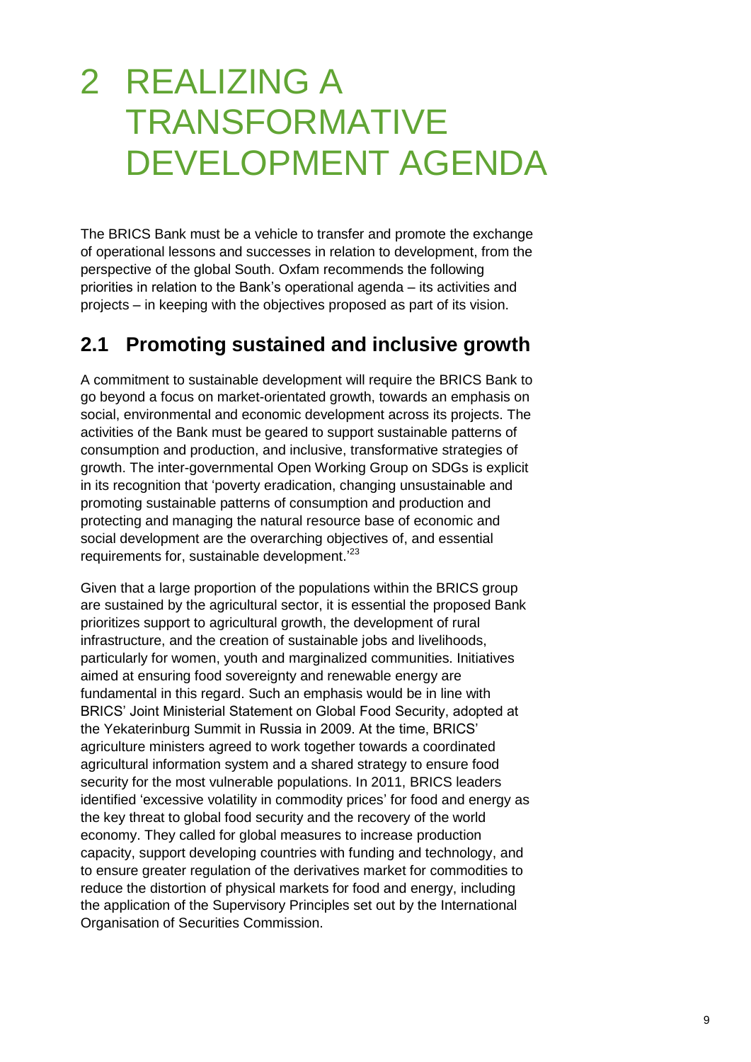# 2 REALIZING A TRANSFORMATIVE DEVELOPMENT AGENDA

The BRICS Bank must be a vehicle to transfer and promote the exchange of operational lessons and successes in relation to development, from the perspective of the global South. Oxfam recommends the following priorities in relation to the Bank's operational agenda – its activities and projects – in keeping with the objectives proposed as part of its vision.

## 2.1 Promoting sustained and inclusive growth

A commitment to sustainable development will require the BRICS Bank to go beyond a focus on market-orientated growth, towards an emphasis on social, environmental and economic development across its projects. The activities of the Bank must be geared to support sustainable patterns of consumption and production, and inclusive, transformative strategies of growth. The inter-governmental Open Working Group on SDGs is explicit in its recognition that 'poverty eradication, changing unsustainable and promoting sustainable patterns of consumption and production and protecting and managing the natural resource base of economic and social development are the overarching objectives of, and essential requirements for, sustainable development.'[23]

Given that a large proportion of the populations within the BRICS group are sustained by the agricultural sector, it is essential the proposed Bank prioritizes support to agricultural growth, the development of rural infrastructure, and the creation of sustainable jobs and livelihoods, particularly for women, youth and marginalized communities. Initiatives aimed at ensuring food sovereignty and renewable energy are fundamental in this regard. Such an emphasis would be in line with BRICS' Joint Ministerial Statement on Global Food Security, adopted at the Yekaterinburg Summit in Russia in 2009. At the time, BRICS' agriculture ministers agreed to work together towards a coordinated agricultural information system and a shared strategy to ensure food security for the most vulnerable populations. In 2011, BRICS leaders identified 'excessive volatility in commodity prices' for food and energy as the key threat to global food security and the recovery of the world economy. They called for global measures to increase production capacity, support developing countries with funding and technology, and to ensure greater regulation of the derivatives market for commodities to reduce the distortion of physical markets for food and energy, including the application of the Supervisory Principles set out by the International Organisation of Securities Commission.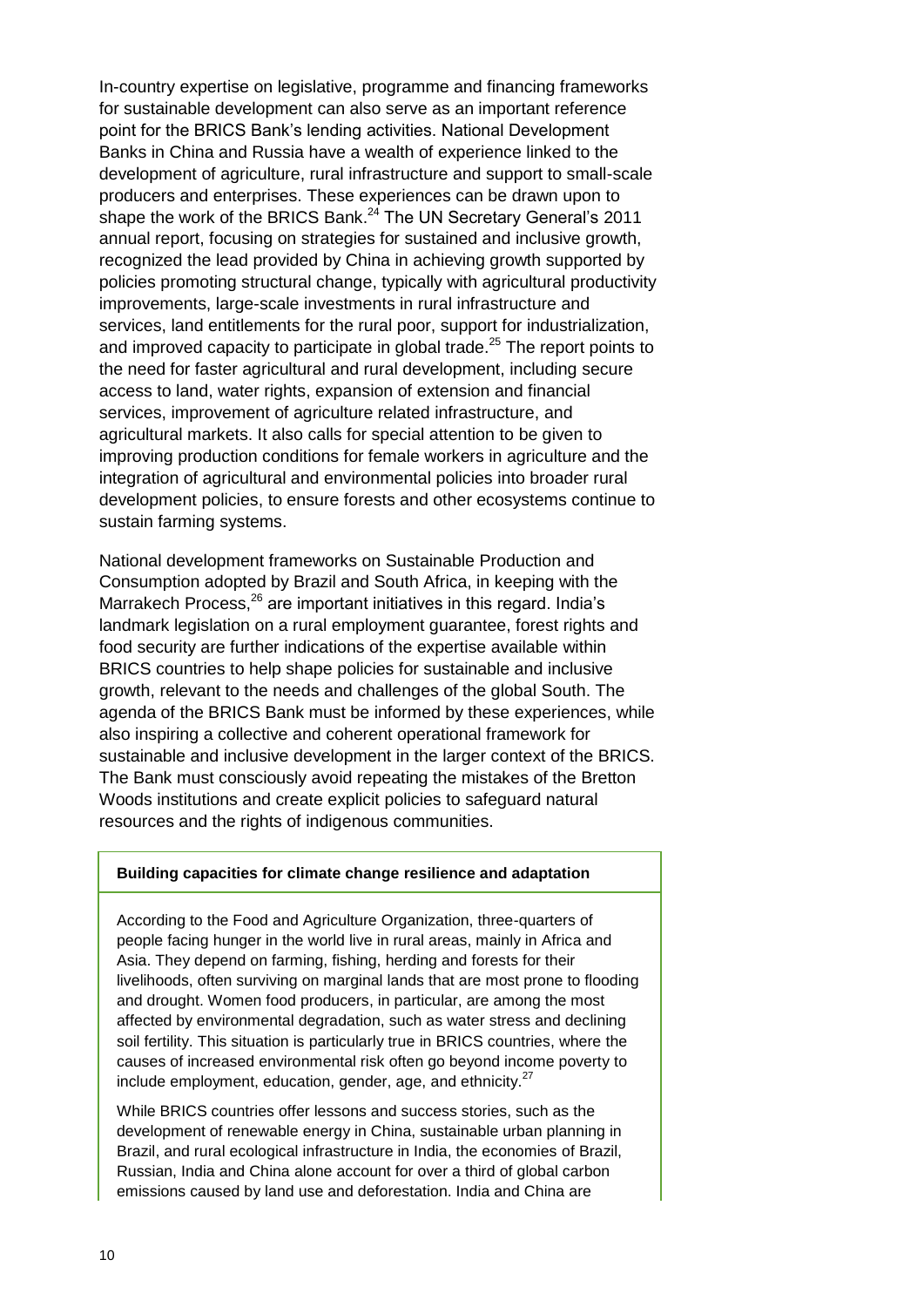In-country expertise on legislative, programme and financing frameworks for sustainable development can also serve as an important reference point for the BRICS Bank's lending activities. National Development Banks in China and Russia have a wealth of experience linked to the development of agriculture, rural infrastructure and support to small-scale producers and enterprises. These experiences can be drawn upon to shape the work of the BRICS Bank.[24] The UN Secretary General's 2011 annual report, focusing on strategies for sustained and inclusive growth, recognized the lead provided by China in achieving growth supported by policies promoting structural change, typically with agricultural productivity improvements, large-scale investments in rural infrastructure and services, land entitlements for the rural poor, support for industrialization, and improved capacity to participate in global trade.[25] The report points to the need for faster agricultural and rural development, including secure access to land, water rights, expansion of extension and financial services, improvement of agriculture related infrastructure, and agricultural markets. It also calls for special attention to be given to improving production conditions for female workers in agriculture and the integration of agricultural and environmental policies into broader rural development policies, to ensure forests and other ecosystems continue to sustain farming systems.

National development frameworks on Sustainable Production and Consumption adopted by Brazil and South Africa, in keeping with the Marrakech Process,[26] are important initiatives in this regard. India's landmark legislation on a rural employment guarantee, forest rights and food security are further indications of the expertise available within BRICS countries to help shape policies for sustainable and inclusive growth, relevant to the needs and challenges of the global South. The agenda of the BRICS Bank must be informed by these experiences, while also inspiring a collective and coherent operational framework for sustainable and inclusive development in the larger context of the BRICS. The Bank must consciously avoid repeating the mistakes of the Bretton Woods institutions and create explicit policies to safeguard natural resources and the rights of indigenous communities.

**Building capacities for climate change resilience and adaptation**

According to the Food and Agriculture Organization, three-quarters of people facing hunger in the world live in rural areas, mainly in Africa and Asia. They depend on farming, fishing, herding and forests for their livelihoods, often surviving on marginal lands that are most prone to flooding and drought. Women food producers, in particular, are among the most affected by environmental degradation, such as water stress and declining soil fertility. This situation is particularly true in BRICS countries, where the causes of increased environmental risk often go beyond income poverty to include employment, education, gender, age, and ethnicity.[27]

While BRICS countries offer lessons and success stories, such as the development of renewable energy in China, sustainable urban planning in Brazil, and rural ecological infrastructure in India, the economies of Brazil, Russian, India and China alone account for over a third of global carbon emissions caused by land use and deforestation. India and China are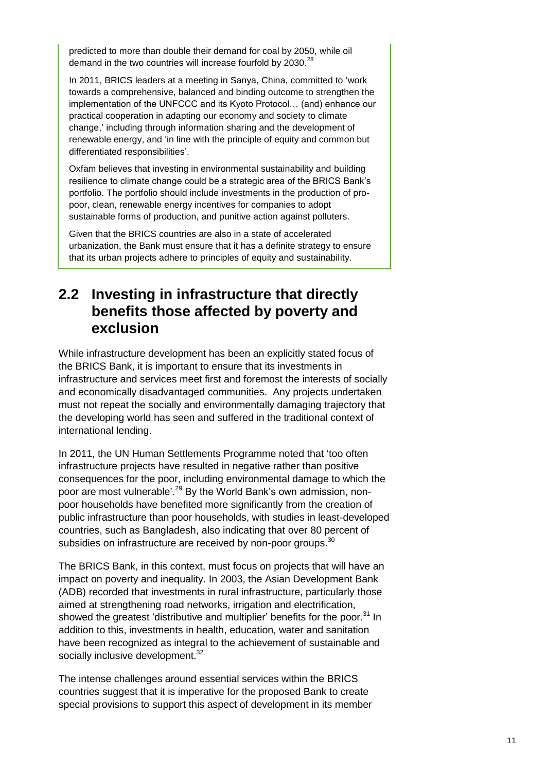predicted to more than double their demand for coal by 2050, while oil demand in the two countries will increase fourfold by 2030.[28]

In 2011, BRICS leaders at a meeting in Sanya, China, committed to 'work towards a comprehensive, balanced and binding outcome to strengthen the implementation of the UNFCCC and its Kyoto Protocol… (and) enhance our practical cooperation in adapting our economy and society to climate change,' including through information sharing and the development of renewable energy, and 'in line with the principle of equity and common but differentiated responsibilities'.

Oxfam believes that investing in environmental sustainability and building resilience to climate change could be a strategic area of the BRICS Bank's portfolio. The portfolio should include investments in the production of pro-poor, clean, renewable energy incentives for companies to adopt sustainable forms of production, and punitive action against polluters.

Given that the BRICS countries are also in a state of accelerated urbanization, the Bank must ensure that it has a definite strategy to ensure that its urban projects adhere to principles of equity and sustainability.

## 2.2 Investing in infrastructure that directly benefits those affected by poverty and exclusion

While infrastructure development has been an explicitly stated focus of the BRICS Bank, it is important to ensure that its investments in infrastructure and services meet first and foremost the interests of socially and economically disadvantaged communities. Any projects undertaken must not repeat the socially and environmentally damaging trajectory that the developing world has seen and suffered in the traditional context of international lending.

In 2011, the UN Human Settlements Programme noted that 'too often infrastructure projects have resulted in negative rather than positive consequences for the poor, including environmental damage to which the poor are most vulnerable'.[29] By the World Bank's own admission, non-poor households have benefited more significantly from the creation of public infrastructure than poor households, with studies in least-developed countries, such as Bangladesh, also indicating that over 80 percent of subsidies on infrastructure are received by non-poor groups.[30]

The BRICS Bank, in this context, must focus on projects that will have an impact on poverty and inequality. In 2003, the Asian Development Bank (ADB) recorded that investments in rural infrastructure, particularly those aimed at strengthening road networks, irrigation and electrification, showed the greatest 'distributive and multiplier' benefits for the poor.[31] In addition to this, investments in health, education, water and sanitation have been recognized as integral to the achievement of sustainable and socially inclusive development.[32]

The intense challenges around essential services within the BRICS countries suggest that it is imperative for the proposed Bank to create special provisions to support this aspect of development in its member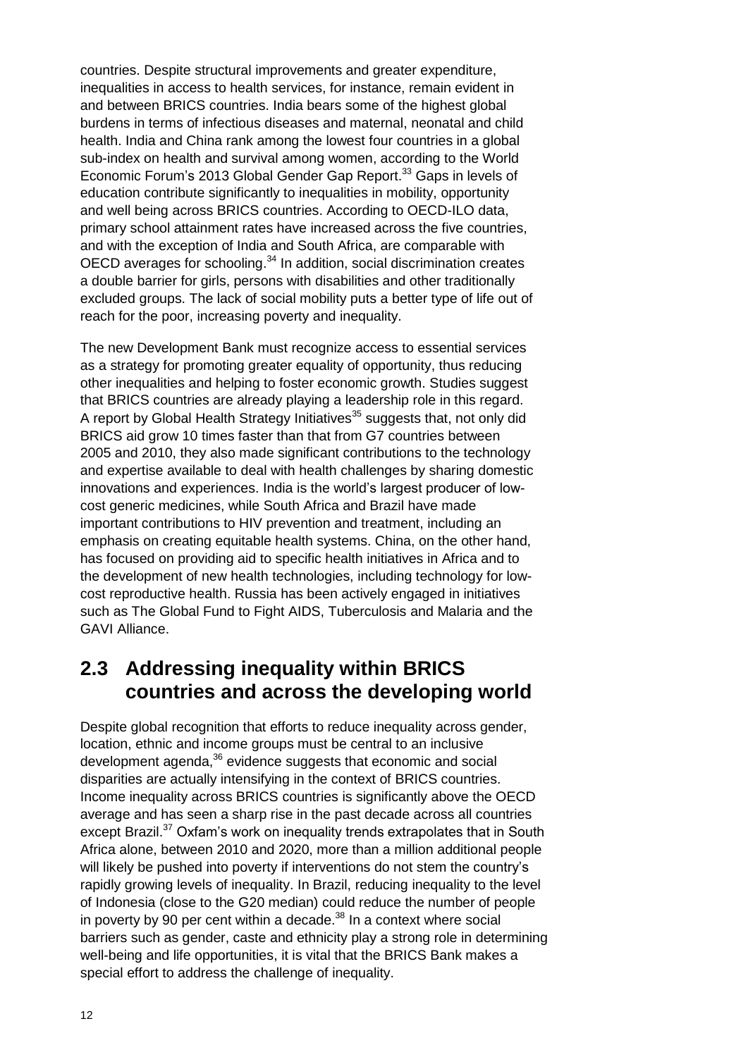countries. Despite structural improvements and greater expenditure, inequalities in access to health services, for instance, remain evident in and between BRICS countries. India bears some of the highest global burdens in terms of infectious diseases and maternal, neonatal and child health. India and China rank among the lowest four countries in a global sub-index on health and survival among women, according to the World Economic Forum's 2013 Global Gender Gap Report.[33] Gaps in levels of education contribute significantly to inequalities in mobility, opportunity and well being across BRICS countries. According to OECD-ILO data, primary school attainment rates have increased across the five countries, and with the exception of India and South Africa, are comparable with OECD averages for schooling.[34] In addition, social discrimination creates a double barrier for girls, persons with disabilities and other traditionally excluded groups. The lack of social mobility puts a better type of life out of reach for the poor, increasing poverty and inequality.

The new Development Bank must recognize access to essential services as a strategy for promoting greater equality of opportunity, thus reducing other inequalities and helping to foster economic growth. Studies suggest that BRICS countries are already playing a leadership role in this regard. A report by Global Health Strategy Initiatives[35] suggests that, not only did BRICS aid grow 10 times faster than that from G7 countries between 2005 and 2010, they also made significant contributions to the technology and expertise available to deal with health challenges by sharing domestic innovations and experiences. India is the world's largest producer of low-cost generic medicines, while South Africa and Brazil have made important contributions to HIV prevention and treatment, including an emphasis on creating equitable health systems. China, on the other hand, has focused on providing aid to specific health initiatives in Africa and to the development of new health technologies, including technology for low-cost reproductive health. Russia has been actively engaged in initiatives such as The Global Fund to Fight AIDS, Tuberculosis and Malaria and the GAVI Alliance.

## 2.3 Addressing inequality within BRICS countries and across the developing world

Despite global recognition that efforts to reduce inequality across gender, location, ethnic and income groups must be central to an inclusive development agenda,[36] evidence suggests that economic and social disparities are actually intensifying in the context of BRICS countries. Income inequality across BRICS countries is significantly above the OECD average and has seen a sharp rise in the past decade across all countries except Brazil.[37] Oxfam's work on inequality trends extrapolates that in South Africa alone, between 2010 and 2020, more than a million additional people will likely be pushed into poverty if interventions do not stem the country's rapidly growing levels of inequality. In Brazil, reducing inequality to the level of Indonesia (close to the G20 median) could reduce the number of people in poverty by 90 per cent within a decade.[38] In a context where social barriers such as gender, caste and ethnicity play a strong role in determining well-being and life opportunities, it is vital that the BRICS Bank makes a special effort to address the challenge of inequality.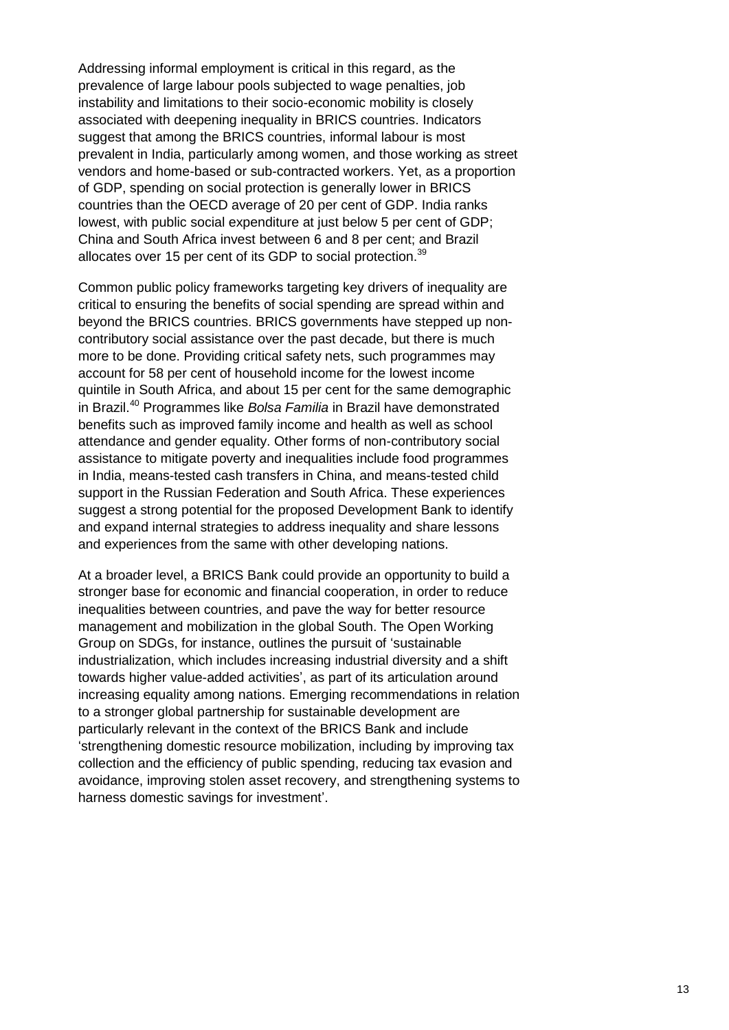Addressing informal employment is critical in this regard, as the prevalence of large labour pools subjected to wage penalties, job instability and limitations to their socio-economic mobility is closely associated with deepening inequality in BRICS countries. Indicators suggest that among the BRICS countries, informal labour is most prevalent in India, particularly among women, and those working as street vendors and home-based or sub-contracted workers. Yet, as a proportion of GDP, spending on social protection is generally lower in BRICS countries than the OECD average of 20 per cent of GDP. India ranks lowest, with public social expenditure at just below 5 per cent of GDP; China and South Africa invest between 6 and 8 per cent; and Brazil allocates over 15 per cent of its GDP to social protection.[39]

Common public policy frameworks targeting key drivers of inequality are critical to ensuring the benefits of social spending are spread within and beyond the BRICS countries. BRICS governments have stepped up non-contributory social assistance over the past decade, but there is much more to be done. Providing critical safety nets, such programmes may account for 58 per cent of household income for the lowest income quintile in South Africa, and about 15 per cent for the same demographic in Brazil.[40] Programmes like *Bolsa Familia* in Brazil have demonstrated benefits such as improved family income and health as well as school attendance and gender equality. Other forms of non-contributory social assistance to mitigate poverty and inequalities include food programmes in India, means-tested cash transfers in China, and means-tested child support in the Russian Federation and South Africa. These experiences suggest a strong potential for the proposed Development Bank to identify and expand internal strategies to address inequality and share lessons and experiences from the same with other developing nations.

At a broader level, a BRICS Bank could provide an opportunity to build a stronger base for economic and financial cooperation, in order to reduce inequalities between countries, and pave the way for better resource management and mobilization in the global South. The Open Working Group on SDGs, for instance, outlines the pursuit of 'sustainable industrialization, which includes increasing industrial diversity and a shift towards higher value-added activities', as part of its articulation around increasing equality among nations. Emerging recommendations in relation to a stronger global partnership for sustainable development are particularly relevant in the context of the BRICS Bank and include 'strengthening domestic resource mobilization, including by improving tax collection and the efficiency of public spending, reducing tax evasion and avoidance, improving stolen asset recovery, and strengthening systems to harness domestic savings for investment'.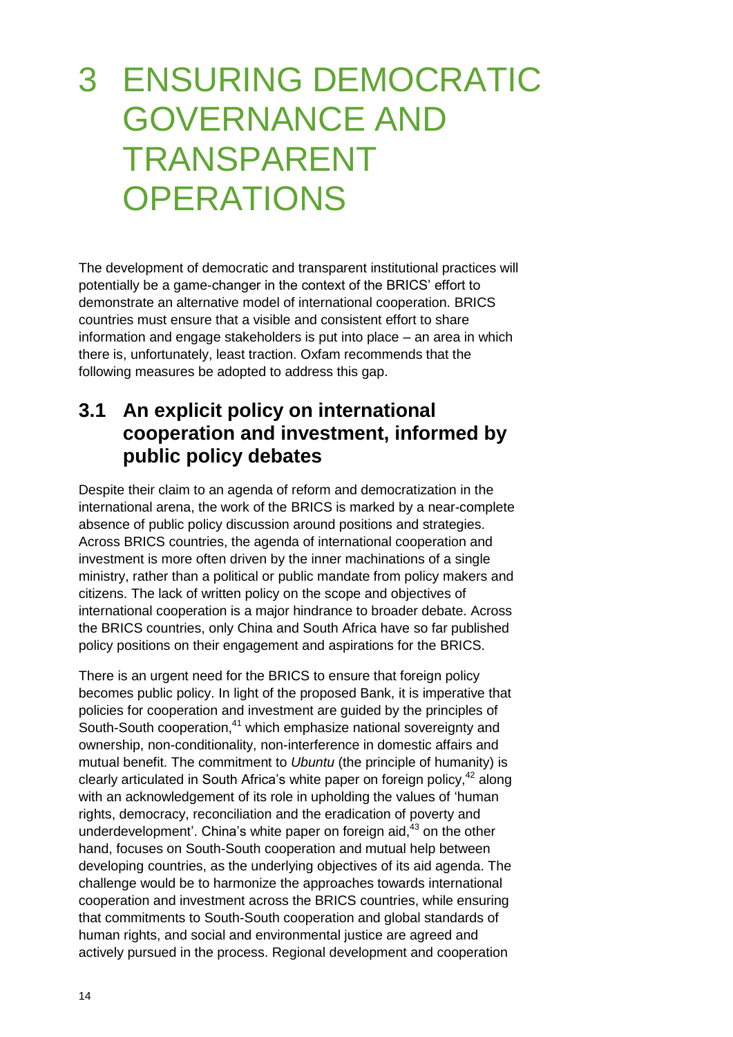# 3 ENSURING DEMOCRATIC GOVERNANCE AND TRANSPARENT OPERATIONS

The development of democratic and transparent institutional practices will potentially be a game-changer in the context of the BRICS' effort to demonstrate an alternative model of international cooperation. BRICS countries must ensure that a visible and consistent effort to share information and engage stakeholders is put into place – an area in which there is, unfortunately, least traction. Oxfam recommends that the following measures be adopted to address this gap.

## 3.1 An explicit policy on international cooperation and investment, informed by public policy debates

Despite their claim to an agenda of reform and democratization in the international arena, the work of the BRICS is marked by a near-complete absence of public policy discussion around positions and strategies. Across BRICS countries, the agenda of international cooperation and investment is more often driven by the inner machinations of a single ministry, rather than a political or public mandate from policy makers and citizens. The lack of written policy on the scope and objectives of international cooperation is a major hindrance to broader debate. Across the BRICS countries, only China and South Africa have so far published policy positions on their engagement and aspirations for the BRICS.

There is an urgent need for the BRICS to ensure that foreign policy becomes public policy. In light of the proposed Bank, it is imperative that policies for cooperation and investment are guided by the principles of South-South cooperation,[41] which emphasize national sovereignty and ownership, non-conditionality, non-interference in domestic affairs and mutual benefit. The commitment to *Ubuntu* (the principle of humanity) is clearly articulated in South Africa's white paper on foreign policy,[42] along with an acknowledgement of its role in upholding the values of 'human rights, democracy, reconciliation and the eradication of poverty and underdevelopment'. China's white paper on foreign aid,[43] on the other hand, focuses on South-South cooperation and mutual help between developing countries, as the underlying objectives of its aid agenda. The challenge would be to harmonize the approaches towards international cooperation and investment across the BRICS countries, while ensuring that commitments to South-South cooperation and global standards of human rights, and social and environmental justice are agreed and actively pursued in the process. Regional development and cooperation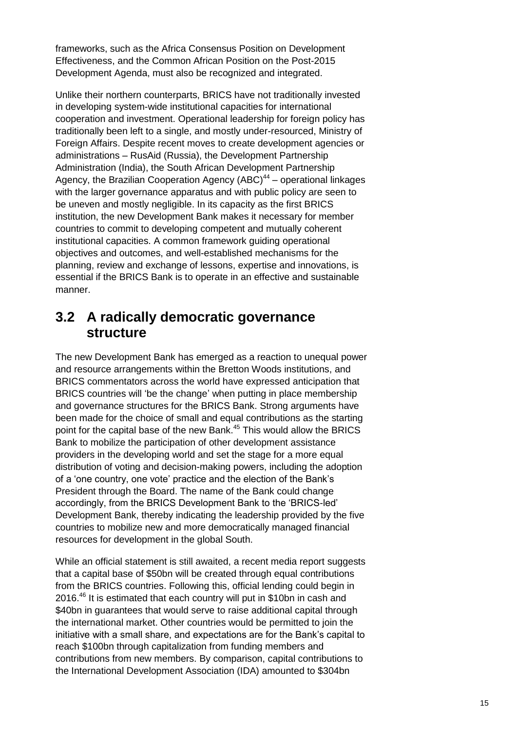frameworks, such as the Africa Consensus Position on Development Effectiveness, and the Common African Position on the Post-2015 Development Agenda, must also be recognized and integrated.

Unlike their northern counterparts, BRICS have not traditionally invested in developing system-wide institutional capacities for international cooperation and investment. Operational leadership for foreign policy has traditionally been left to a single, and mostly under-resourced, Ministry of Foreign Affairs. Despite recent moves to create development agencies or administrations – RusAid (Russia), the Development Partnership Administration (India), the South African Development Partnership Agency, the Brazilian Cooperation Agency (ABC)[44] – operational linkages with the larger governance apparatus and with public policy are seen to be uneven and mostly negligible. In its capacity as the first BRICS institution, the new Development Bank makes it necessary for member countries to commit to developing competent and mutually coherent institutional capacities. A common framework guiding operational objectives and outcomes, and well-established mechanisms for the planning, review and exchange of lessons, expertise and innovations, is essential if the BRICS Bank is to operate in an effective and sustainable manner.

## 3.2 A radically democratic governance structure

The new Development Bank has emerged as a reaction to unequal power and resource arrangements within the Bretton Woods institutions, and BRICS commentators across the world have expressed anticipation that BRICS countries will 'be the change' when putting in place membership and governance structures for the BRICS Bank. Strong arguments have been made for the choice of small and equal contributions as the starting point for the capital base of the new Bank.[45] This would allow the BRICS Bank to mobilize the participation of other development assistance providers in the developing world and set the stage for a more equal distribution of voting and decision-making powers, including the adoption of a 'one country, one vote' practice and the election of the Bank's President through the Board. The name of the Bank could change accordingly, from the BRICS Development Bank to the 'BRICS-led' Development Bank, thereby indicating the leadership provided by the five countries to mobilize new and more democratically managed financial resources for development in the global South.

While an official statement is still awaited, a recent media report suggests that a capital base of \$50bn will be created through equal contributions from the BRICS countries. Following this, official lending could begin in 2016.[46] It is estimated that each country will put in \$10bn in cash and \$40bn in guarantees that would serve to raise additional capital through the international market. Other countries would be permitted to join the initiative with a small share, and expectations are for the Bank's capital to reach \$100bn through capitalization from funding members and contributions from new members. By comparison, capital contributions to the International Development Association (IDA) amounted to \$304bn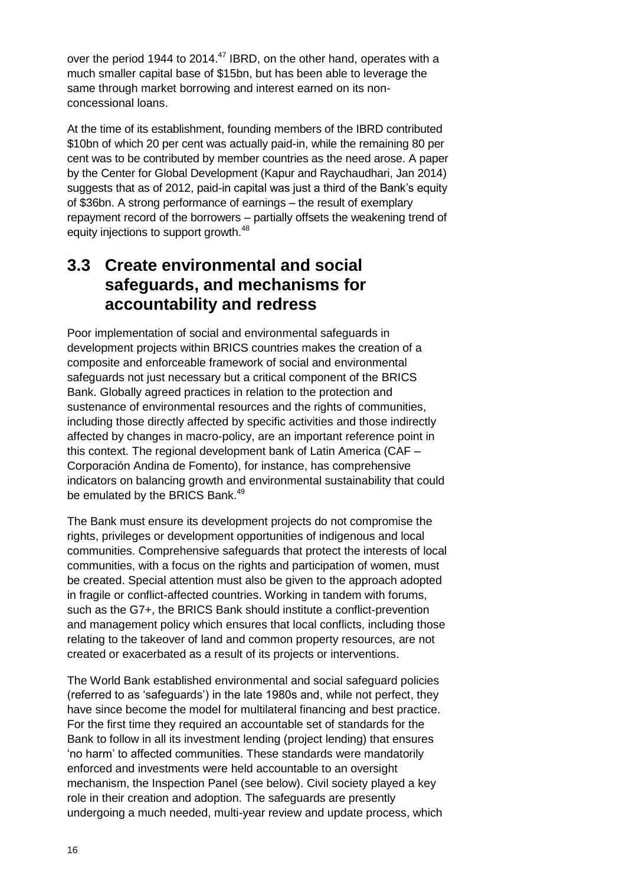over the period 1944 to 2014.[47] IBRD, on the other hand, operates with a much smaller capital base of $15bn, but has been able to leverage the same through market borrowing and interest earned on its non-concessional loans.

At the time of its establishment, founding members of the IBRD contributed $10bn of which 20 per cent was actually paid-in, while the remaining 80 per cent was to be contributed by member countries as the need arose. A paper by the Center for Global Development (Kapur and Raychaudhari, Jan 2014) suggests that as of 2012, paid-in capital was just a third of the Bank's equity of $36bn. A strong performance of earnings – the result of exemplary repayment record of the borrowers – partially offsets the weakening trend of equity injections to support growth.[48]

## 3.3 Create environmental and social safeguards, and mechanisms for accountability and redress

Poor implementation of social and environmental safeguards in development projects within BRICS countries makes the creation of a composite and enforceable framework of social and environmental safeguards not just necessary but a critical component of the BRICS Bank. Globally agreed practices in relation to the protection and sustenance of environmental resources and the rights of communities, including those directly affected by specific activities and those indirectly affected by changes in macro-policy, are an important reference point in this context. The regional development bank of Latin America (CAF – Corporación Andina de Fomento), for instance, has comprehensive indicators on balancing growth and environmental sustainability that could be emulated by the BRICS Bank.[49]

The Bank must ensure its development projects do not compromise the rights, privileges or development opportunities of indigenous and local communities. Comprehensive safeguards that protect the interests of local communities, with a focus on the rights and participation of women, must be created. Special attention must also be given to the approach adopted in fragile or conflict-affected countries. Working in tandem with forums, such as the G7+, the BRICS Bank should institute a conflict-prevention and management policy which ensures that local conflicts, including those relating to the takeover of land and common property resources, are not created or exacerbated as a result of its projects or interventions.

The World Bank established environmental and social safeguard policies (referred to as 'safeguards') in the late 1980s and, while not perfect, they have since become the model for multilateral financing and best practice. For the first time they required an accountable set of standards for the Bank to follow in all its investment lending (project lending) that ensures 'no harm' to affected communities. These standards were mandatorily enforced and investments were held accountable to an oversight mechanism, the Inspection Panel (see below). Civil society played a key role in their creation and adoption. The safeguards are presently undergoing a much needed, multi-year review and update process, which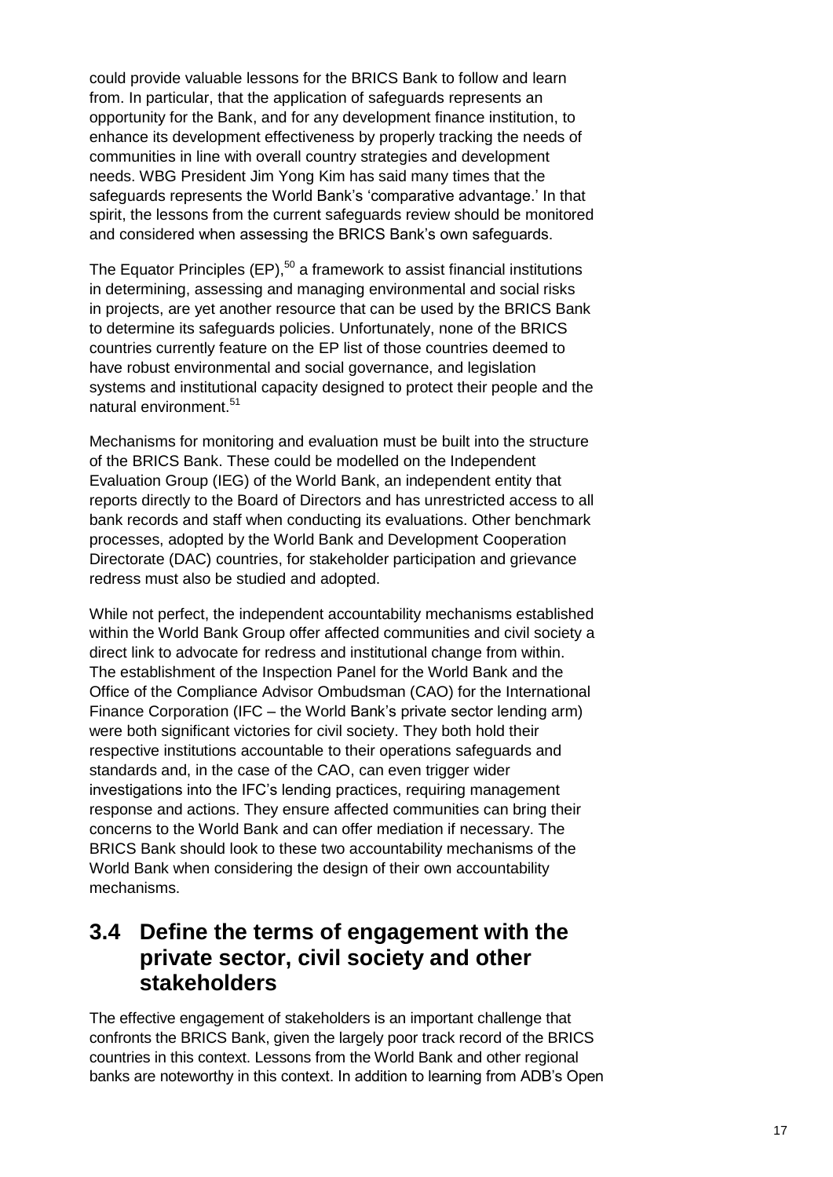could provide valuable lessons for the BRICS Bank to follow and learn from. In particular, that the application of safeguards represents an opportunity for the Bank, and for any development finance institution, to enhance its development effectiveness by properly tracking the needs of communities in line with overall country strategies and development needs. WBG President Jim Yong Kim has said many times that the safeguards represents the World Bank's 'comparative advantage.' In that spirit, the lessons from the current safeguards review should be monitored and considered when assessing the BRICS Bank's own safeguards.

The Equator Principles (EP),[50] a framework to assist financial institutions in determining, assessing and managing environmental and social risks in projects, are yet another resource that can be used by the BRICS Bank to determine its safeguards policies. Unfortunately, none of the BRICS countries currently feature on the EP list of those countries deemed to have robust environmental and social governance, and legislation systems and institutional capacity designed to protect their people and the natural environment.[51]

Mechanisms for monitoring and evaluation must be built into the structure of the BRICS Bank. These could be modelled on the Independent Evaluation Group (IEG) of the World Bank, an independent entity that reports directly to the Board of Directors and has unrestricted access to all bank records and staff when conducting its evaluations. Other benchmark processes, adopted by the World Bank and Development Cooperation Directorate (DAC) countries, for stakeholder participation and grievance redress must also be studied and adopted.

While not perfect, the independent accountability mechanisms established within the World Bank Group offer affected communities and civil society a direct link to advocate for redress and institutional change from within. The establishment of the Inspection Panel for the World Bank and the Office of the Compliance Advisor Ombudsman (CAO) for the International Finance Corporation (IFC – the World Bank's private sector lending arm) were both significant victories for civil society. They both hold their respective institutions accountable to their operations safeguards and standards and, in the case of the CAO, can even trigger wider investigations into the IFC's lending practices, requiring management response and actions. They ensure affected communities can bring their concerns to the World Bank and can offer mediation if necessary. The BRICS Bank should look to these two accountability mechanisms of the World Bank when considering the design of their own accountability mechanisms.

## 3.4 Define the terms of engagement with the private sector, civil society and other stakeholders

The effective engagement of stakeholders is an important challenge that confronts the BRICS Bank, given the largely poor track record of the BRICS countries in this context. Lessons from the World Bank and other regional banks are noteworthy in this context. In addition to learning from ADB's Open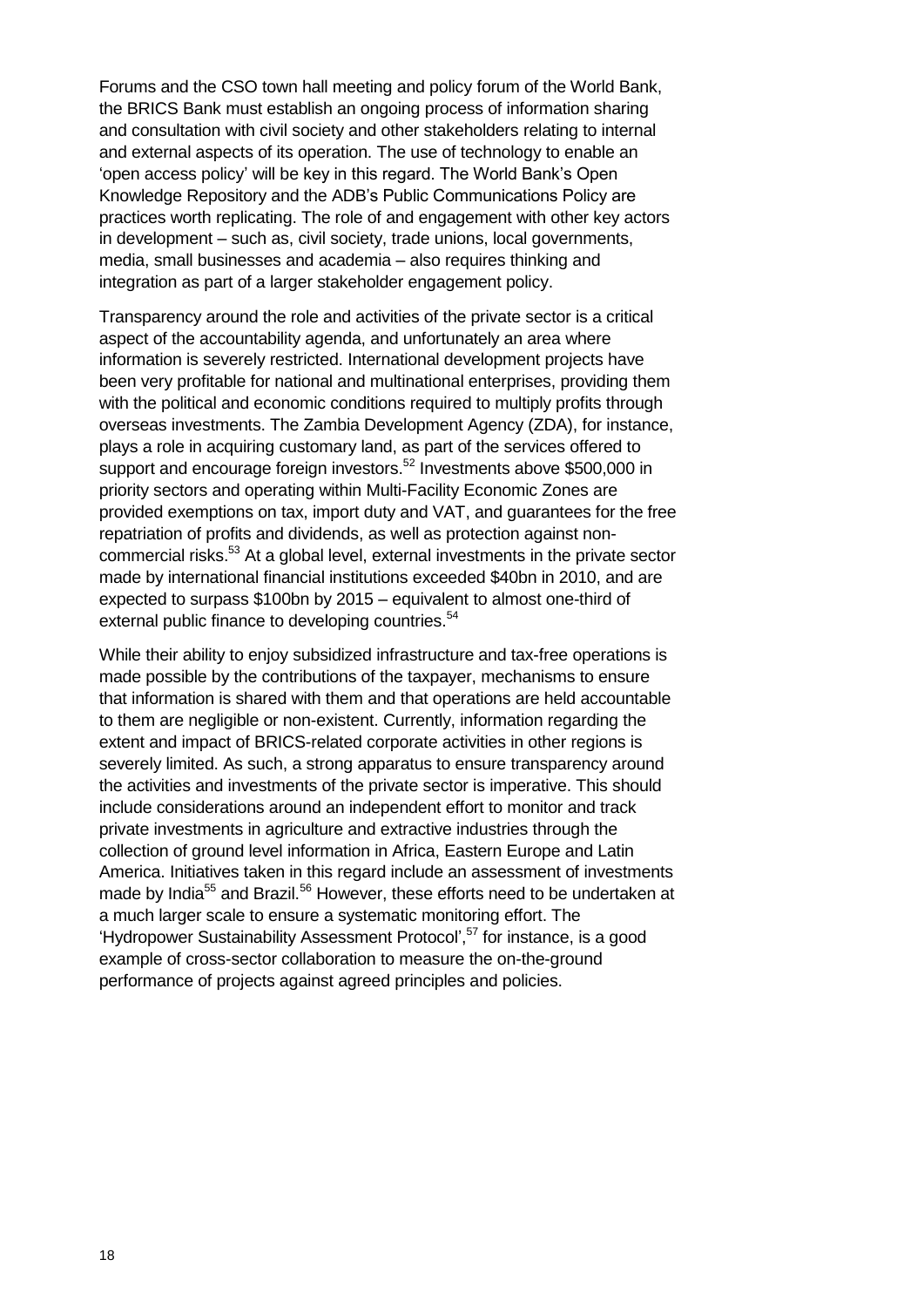Forums and the CSO town hall meeting and policy forum of the World Bank, the BRICS Bank must establish an ongoing process of information sharing and consultation with civil society and other stakeholders relating to internal and external aspects of its operation. The use of technology to enable an 'open access policy' will be key in this regard. The World Bank's Open Knowledge Repository and the ADB's Public Communications Policy are practices worth replicating. The role of and engagement with other key actors in development – such as, civil society, trade unions, local governments, media, small businesses and academia – also requires thinking and integration as part of a larger stakeholder engagement policy.

Transparency around the role and activities of the private sector is a critical aspect of the accountability agenda, and unfortunately an area where information is severely restricted. International development projects have been very profitable for national and multinational enterprises, providing them with the political and economic conditions required to multiply profits through overseas investments. The Zambia Development Agency (ZDA), for instance, plays a role in acquiring customary land, as part of the services offered to support and encourage foreign investors.[52] Investments above $500,000 in priority sectors and operating within Multi-Facility Economic Zones are provided exemptions on tax, import duty and VAT, and guarantees for the free repatriation of profits and dividends, as well as protection against non-commercial risks.[53] At a global level, external investments in the private sector made by international financial institutions exceeded $40bn in 2010, and are expected to surpass $100bn by 2015 – equivalent to almost one-third of external public finance to developing countries.[54]

While their ability to enjoy subsidized infrastructure and tax-free operations is made possible by the contributions of the taxpayer, mechanisms to ensure that information is shared with them and that operations are held accountable to them are negligible or non-existent. Currently, information regarding the extent and impact of BRICS-related corporate activities in other regions is severely limited. As such, a strong apparatus to ensure transparency around the activities and investments of the private sector is imperative. This should include considerations around an independent effort to monitor and track private investments in agriculture and extractive industries through the collection of ground level information in Africa, Eastern Europe and Latin America. Initiatives taken in this regard include an assessment of investments made by India[55] and Brazil.[56] However, these efforts need to be undertaken at a much larger scale to ensure a systematic monitoring effort. The 'Hydropower Sustainability Assessment Protocol',[57] for instance, is a good example of cross-sector collaboration to measure the on-the-ground performance of projects against agreed principles and policies.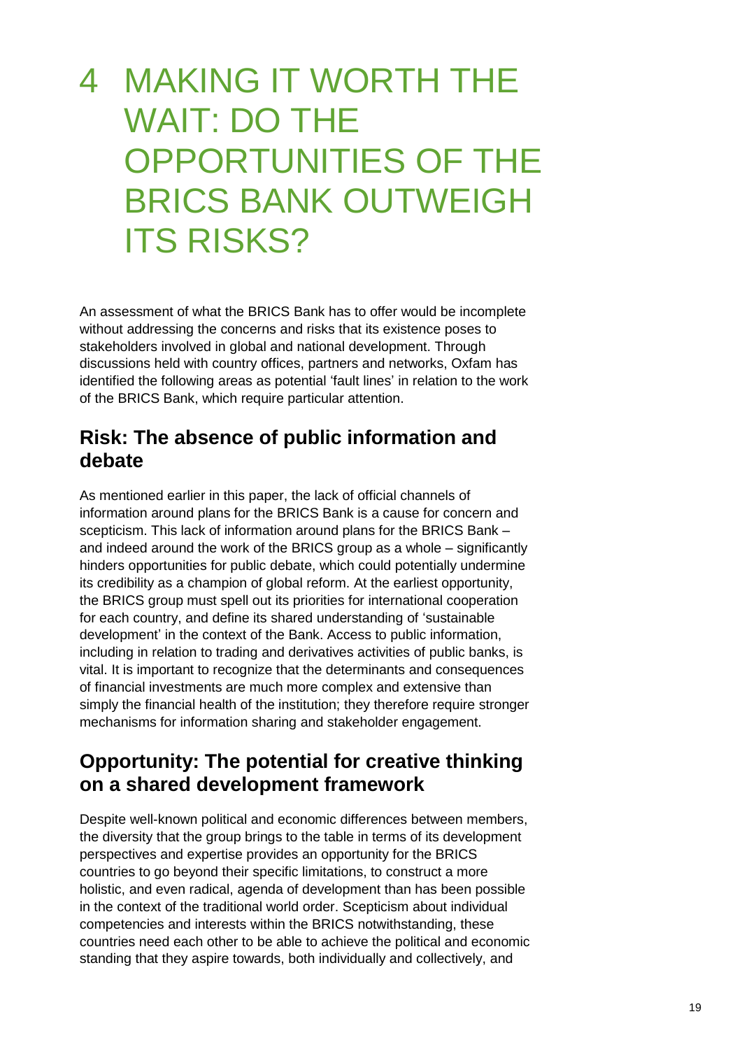# 4 MAKING IT WORTH THE WAIT: DO THE OPPORTUNITIES OF THE BRICS BANK OUTWEIGH ITS RISKS?

An assessment of what the BRICS Bank has to offer would be incomplete without addressing the concerns and risks that its existence poses to stakeholders involved in global and national development. Through discussions held with country offices, partners and networks, Oxfam has identified the following areas as potential 'fault lines' in relation to the work of the BRICS Bank, which require particular attention.

## Risk: The absence of public information and debate

As mentioned earlier in this paper, the lack of official channels of information around plans for the BRICS Bank is a cause for concern and scepticism. This lack of information around plans for the BRICS Bank – and indeed around the work of the BRICS group as a whole – significantly hinders opportunities for public debate, which could potentially undermine its credibility as a champion of global reform. At the earliest opportunity, the BRICS group must spell out its priorities for international cooperation for each country, and define its shared understanding of 'sustainable development' in the context of the Bank. Access to public information, including in relation to trading and derivatives activities of public banks, is vital. It is important to recognize that the determinants and consequences of financial investments are much more complex and extensive than simply the financial health of the institution; they therefore require stronger mechanisms for information sharing and stakeholder engagement.

## Opportunity: The potential for creative thinking on a shared development framework

Despite well-known political and economic differences between members, the diversity that the group brings to the table in terms of its development perspectives and expertise provides an opportunity for the BRICS countries to go beyond their specific limitations, to construct a more holistic, and even radical, agenda of development than has been possible in the context of the traditional world order. Scepticism about individual competencies and interests within the BRICS notwithstanding, these countries need each other to be able to achieve the political and economic standing that they aspire towards, both individually and collectively, and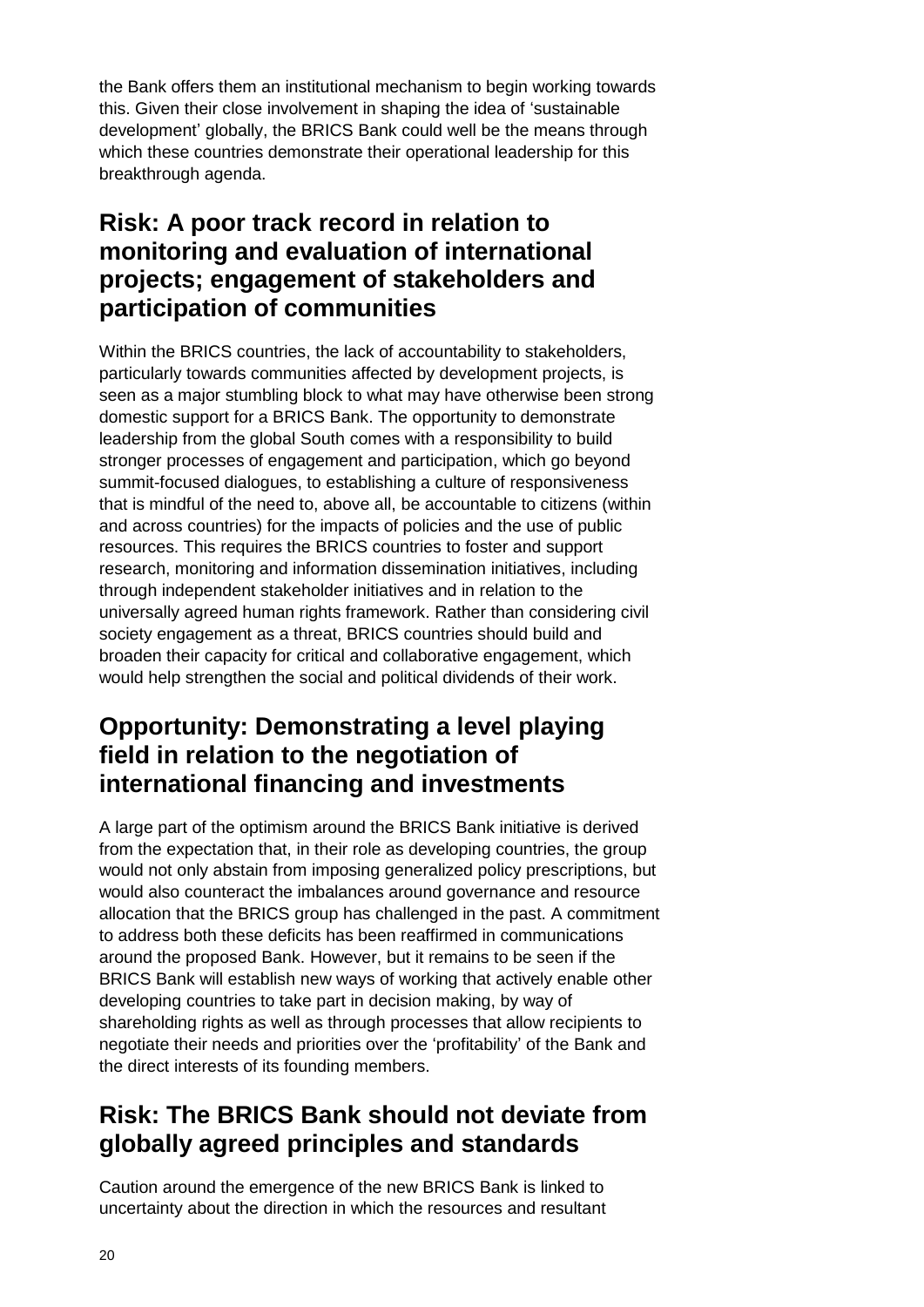the Bank offers them an institutional mechanism to begin working towards this. Given their close involvement in shaping the idea of 'sustainable development' globally, the BRICS Bank could well be the means through which these countries demonstrate their operational leadership for this breakthrough agenda.

## Risk: A poor track record in relation to monitoring and evaluation of international projects; engagement of stakeholders and participation of communities

Within the BRICS countries, the lack of accountability to stakeholders, particularly towards communities affected by development projects, is seen as a major stumbling block to what may have otherwise been strong domestic support for a BRICS Bank. The opportunity to demonstrate leadership from the global South comes with a responsibility to build stronger processes of engagement and participation, which go beyond summit-focused dialogues, to establishing a culture of responsiveness that is mindful of the need to, above all, be accountable to citizens (within and across countries) for the impacts of policies and the use of public resources. This requires the BRICS countries to foster and support research, monitoring and information dissemination initiatives, including through independent stakeholder initiatives and in relation to the universally agreed human rights framework. Rather than considering civil society engagement as a threat, BRICS countries should build and broaden their capacity for critical and collaborative engagement, which would help strengthen the social and political dividends of their work.

## Opportunity: Demonstrating a level playing field in relation to the negotiation of international financing and investments

A large part of the optimism around the BRICS Bank initiative is derived from the expectation that, in their role as developing countries, the group would not only abstain from imposing generalized policy prescriptions, but would also counteract the imbalances around governance and resource allocation that the BRICS group has challenged in the past. A commitment to address both these deficits has been reaffirmed in communications around the proposed Bank. However, but it remains to be seen if the BRICS Bank will establish new ways of working that actively enable other developing countries to take part in decision making, by way of shareholding rights as well as through processes that allow recipients to negotiate their needs and priorities over the 'profitability' of the Bank and the direct interests of its founding members.

## Risk: The BRICS Bank should not deviate from globally agreed principles and standards

Caution around the emergence of the new BRICS Bank is linked to uncertainty about the direction in which the resources and resultant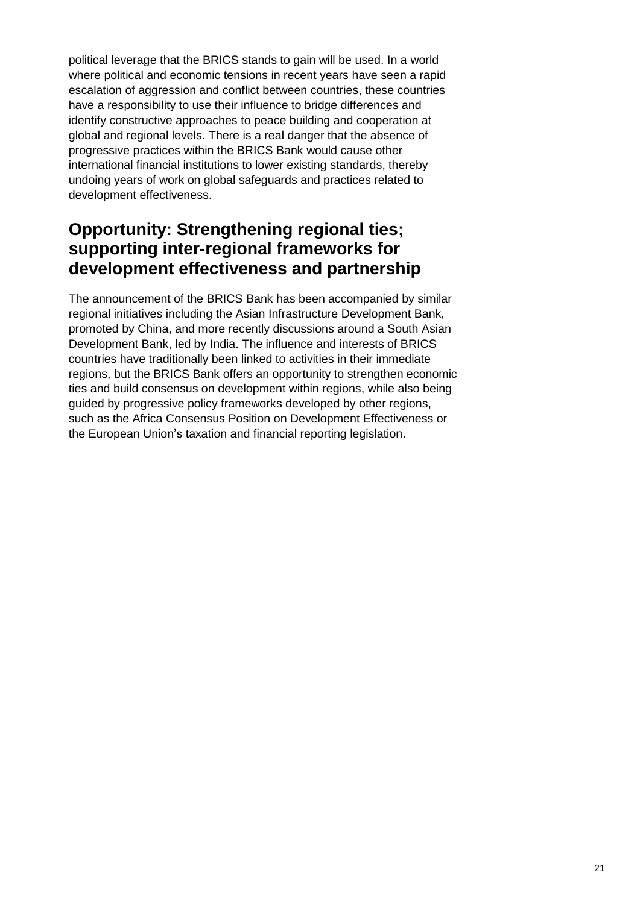political leverage that the BRICS stands to gain will be used. In a world where political and economic tensions in recent years have seen a rapid escalation of aggression and conflict between countries, these countries have a responsibility to use their influence to bridge differences and identify constructive approaches to peace building and cooperation at global and regional levels. There is a real danger that the absence of progressive practices within the BRICS Bank would cause other international financial institutions to lower existing standards, thereby undoing years of work on global safeguards and practices related to development effectiveness.

## Opportunity: Strengthening regional ties; supporting inter-regional frameworks for development effectiveness and partnership

The announcement of the BRICS Bank has been accompanied by similar regional initiatives including the Asian Infrastructure Development Bank, promoted by China, and more recently discussions around a South Asian Development Bank, led by India. The influence and interests of BRICS countries have traditionally been linked to activities in their immediate regions, but the BRICS Bank offers an opportunity to strengthen economic ties and build consensus on development within regions, while also being guided by progressive policy frameworks developed by other regions, such as the Africa Consensus Position on Development Effectiveness or the European Union's taxation and financial reporting legislation.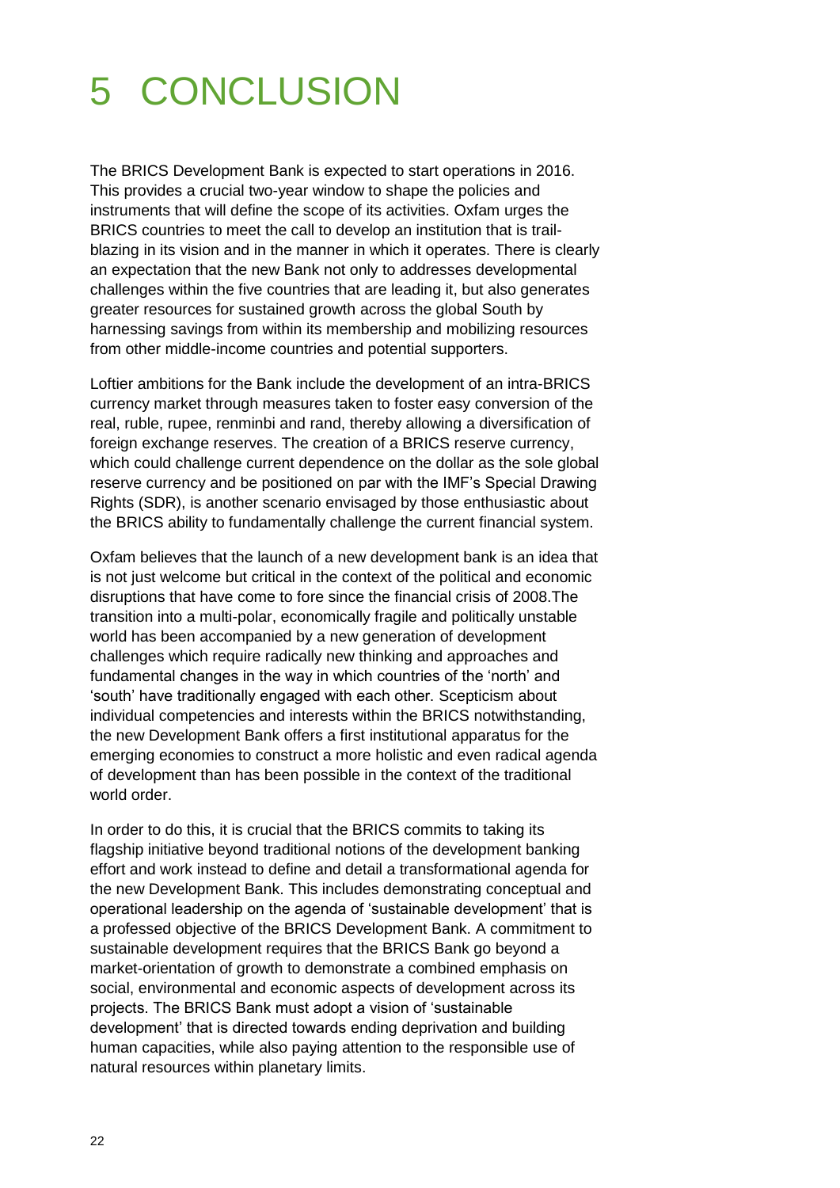# 5 CONCLUSION

The BRICS Development Bank is expected to start operations in 2016. This provides a crucial two-year window to shape the policies and instruments that will define the scope of its activities. Oxfam urges the BRICS countries to meet the call to develop an institution that is trail-blazing in its vision and in the manner in which it operates. There is clearly an expectation that the new Bank not only to addresses developmental challenges within the five countries that are leading it, but also generates greater resources for sustained growth across the global South by harnessing savings from within its membership and mobilizing resources from other middle-income countries and potential supporters.

Loftier ambitions for the Bank include the development of an intra-BRICS currency market through measures taken to foster easy conversion of the real, ruble, rupee, renminbi and rand, thereby allowing a diversification of foreign exchange reserves. The creation of a BRICS reserve currency, which could challenge current dependence on the dollar as the sole global reserve currency and be positioned on par with the IMF's Special Drawing Rights (SDR), is another scenario envisaged by those enthusiastic about the BRICS ability to fundamentally challenge the current financial system.

Oxfam believes that the launch of a new development bank is an idea that is not just welcome but critical in the context of the political and economic disruptions that have come to fore since the financial crisis of 2008.The transition into a multi-polar, economically fragile and politically unstable world has been accompanied by a new generation of development challenges which require radically new thinking and approaches and fundamental changes in the way in which countries of the 'north' and 'south' have traditionally engaged with each other. Scepticism about individual competencies and interests within the BRICS notwithstanding, the new Development Bank offers a first institutional apparatus for the emerging economies to construct a more holistic and even radical agenda of development than has been possible in the context of the traditional world order.

In order to do this, it is crucial that the BRICS commits to taking its flagship initiative beyond traditional notions of the development banking effort and work instead to define and detail a transformational agenda for the new Development Bank. This includes demonstrating conceptual and operational leadership on the agenda of 'sustainable development' that is a professed objective of the BRICS Development Bank. A commitment to sustainable development requires that the BRICS Bank go beyond a market-orientation of growth to demonstrate a combined emphasis on social, environmental and economic aspects of development across its projects. The BRICS Bank must adopt a vision of 'sustainable development' that is directed towards ending deprivation and building human capacities, while also paying attention to the responsible use of natural resources within planetary limits.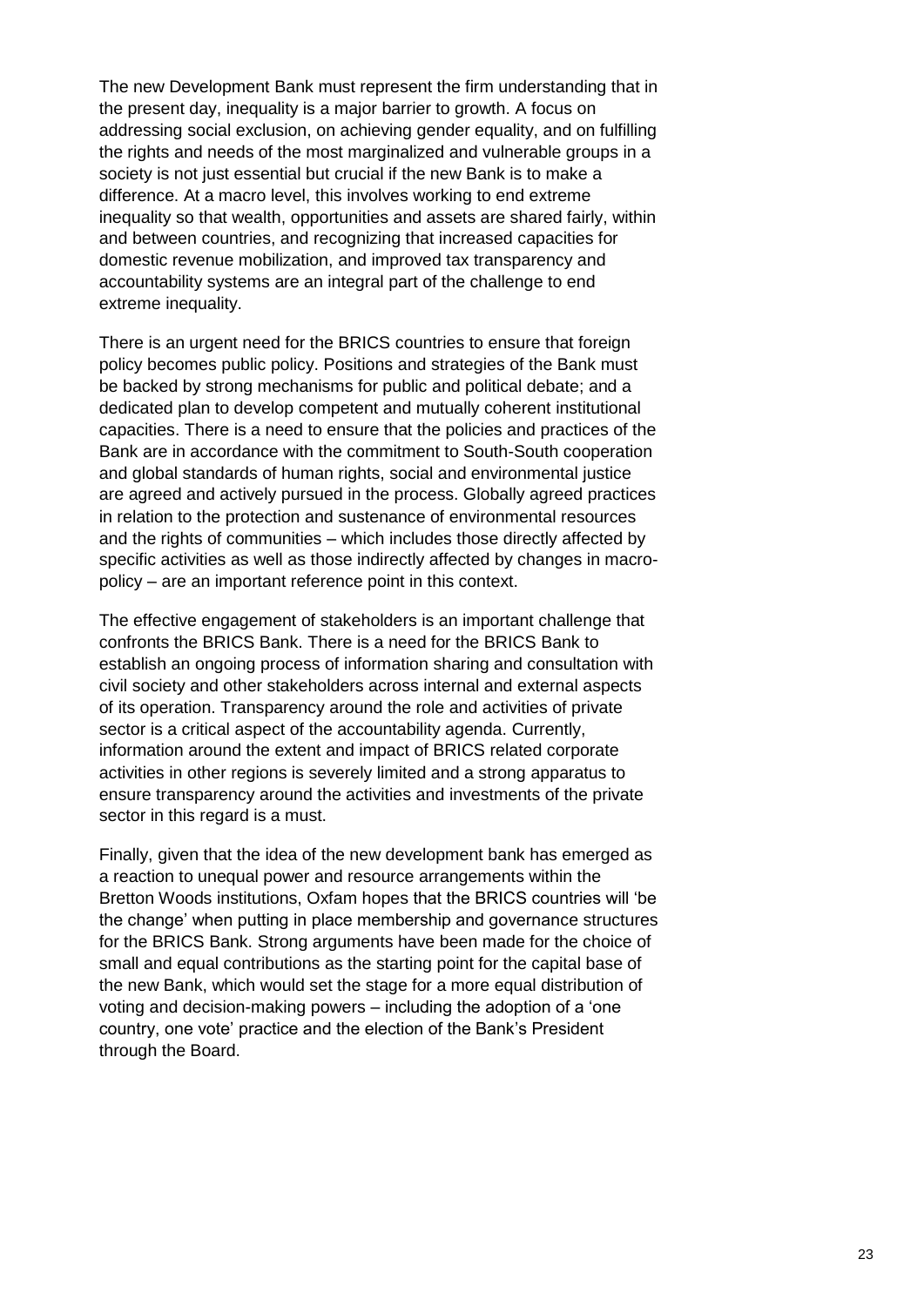The new Development Bank must represent the firm understanding that in the present day, inequality is a major barrier to growth. A focus on addressing social exclusion, on achieving gender equality, and on fulfilling the rights and needs of the most marginalized and vulnerable groups in a society is not just essential but crucial if the new Bank is to make a difference. At a macro level, this involves working to end extreme inequality so that wealth, opportunities and assets are shared fairly, within and between countries, and recognizing that increased capacities for domestic revenue mobilization, and improved tax transparency and accountability systems are an integral part of the challenge to end extreme inequality.

There is an urgent need for the BRICS countries to ensure that foreign policy becomes public policy. Positions and strategies of the Bank must be backed by strong mechanisms for public and political debate; and a dedicated plan to develop competent and mutually coherent institutional capacities. There is a need to ensure that the policies and practices of the Bank are in accordance with the commitment to South-South cooperation and global standards of human rights, social and environmental justice are agreed and actively pursued in the process. Globally agreed practices in relation to the protection and sustenance of environmental resources and the rights of communities – which includes those directly affected by specific activities as well as those indirectly affected by changes in macro-policy – are an important reference point in this context.

The effective engagement of stakeholders is an important challenge that confronts the BRICS Bank. There is a need for the BRICS Bank to establish an ongoing process of information sharing and consultation with civil society and other stakeholders across internal and external aspects of its operation. Transparency around the role and activities of private sector is a critical aspect of the accountability agenda. Currently, information around the extent and impact of BRICS related corporate activities in other regions is severely limited and a strong apparatus to ensure transparency around the activities and investments of the private sector in this regard is a must.

Finally, given that the idea of the new development bank has emerged as a reaction to unequal power and resource arrangements within the Bretton Woods institutions, Oxfam hopes that the BRICS countries will 'be the change' when putting in place membership and governance structures for the BRICS Bank. Strong arguments have been made for the choice of small and equal contributions as the starting point for the capital base of the new Bank, which would set the stage for a more equal distribution of voting and decision-making powers – including the adoption of a 'one country, one vote' practice and the election of the Bank's President through the Board.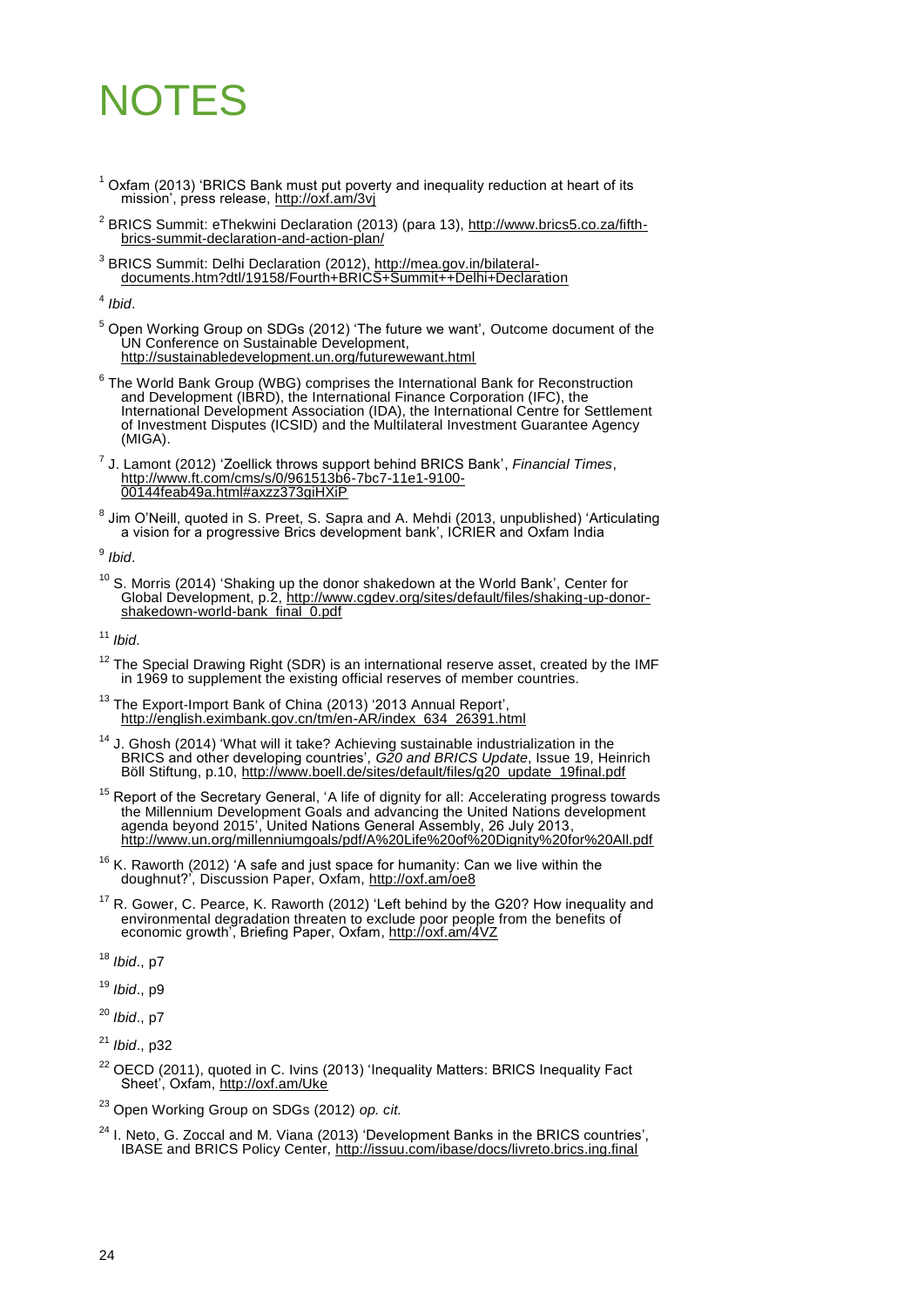# NOTES

[1] Oxfam (2013) 'BRICS Bank must put poverty and inequality reduction at heart of its mission', press release, http://oxf.am/3vj

[2] BRICS Summit: eThekwini Declaration (2013) (para 13), http://www.brics5.co.za/fifth-brics-summit-declaration-and-action-plan/

[3] BRICS Summit: Delhi Declaration (2012), http://mea.gov.in/bilateral-documents.htm?dtl/19158/Fourth+BRICS+Summit++Delhi+Declaration

[4] *Ibid*.

[5] Open Working Group on SDGs (2012) 'The future we want', Outcome document of the UN Conference on Sustainable Development, http://sustainabledevelopment.un.org/futurewewant.html

[6] The World Bank Group (WBG) comprises the International Bank for Reconstruction and Development (IBRD), the International Finance Corporation (IFC), the International Development Association (IDA), the International Centre for Settlement of Investment Disputes (ICSID) and the Multilateral Investment Guarantee Agency (MIGA).

[7] J. Lamont (2012) 'Zoellick throws support behind BRICS Bank', *Financial Times*, http://www.ft.com/cms/s/0/961513b6-7bc7-11e1-9100-00144feab49a.html#axzz373giHXiP

[8] Jim O'Neill, quoted in S. Preet, S. Sapra and A. Mehdi (2013, unpublished) 'Articulating a vision for a progressive Brics development bank', ICRIER and Oxfam India

[9] *Ibid*.

[10] S. Morris (2014) 'Shaking up the donor shakedown at the World Bank', Center for Global Development, p.2, http://www.cgdev.org/sites/default/files/shaking-up-donor-shakedown-world-bank_final_0.pdf

[11] *Ibid*.

[12] The Special Drawing Right (SDR) is an international reserve asset, created by the IMF in 1969 to supplement the existing official reserves of member countries.

[13] The Export-Import Bank of China (2013) '2013 Annual Report', http://english.eximbank.gov.cn/tm/en-AR/index_634_26391.html

[14] J. Ghosh (2014) 'What will it take? Achieving sustainable industrialization in the BRICS and other developing countries', *G20 and BRICS Update*, Issue 19, Heinrich Böll Stiftung, p.10, http://www.boell.de/sites/default/files/g20_update_19final.pdf

[15] Report of the Secretary General, 'A life of dignity for all: Accelerating progress towards the Millennium Development Goals and advancing the United Nations development agenda beyond 2015', United Nations General Assembly, 26 July 2013, http://www.un.org/millenniumgoals/pdf/A%20Life%20of%20Dignity%20for%20All.pdf

[16] K. Raworth (2012) 'A safe and just space for humanity: Can we live within the doughnut?', Discussion Paper, Oxfam, http://oxf.am/oe8

[17] R. Gower, C. Pearce, K. Raworth (2012) 'Left behind by the G20? How inequality and environmental degradation threaten to exclude poor people from the benefits of economic growth', Briefing Paper, Oxfam, http://oxf.am/4VZ

[18] *Ibid*., p7

[19] *Ibid*., p9

[20] *Ibid*., p7

[21] *Ibid*., p32

[22] OECD (2011), quoted in C. Ivins (2013) 'Inequality Matters: BRICS Inequality Fact Sheet', Oxfam, http://oxf.am/Uke

[23] Open Working Group on SDGs (2012) *op. cit.*

[24] I. Neto, G. Zoccal and M. Viana (2013) 'Development Banks in the BRICS countries', IBASE and BRICS Policy Center, http://issuu.com/ibase/docs/livreto.brics.ing.final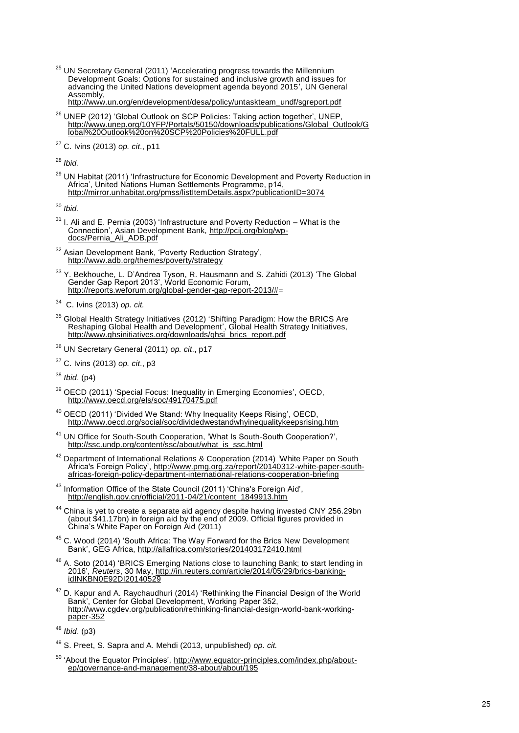[25] UN Secretary General (2011) 'Accelerating progress towards the Millennium Development Goals: Options for sustained and inclusive growth and issues for advancing the United Nations development agenda beyond 2015', UN General Assembly, http://www.un.org/en/development/desa/policy/untaskteam_undf/sgreport.pdf

[26] UNEP (2012) 'Global Outlook on SCP Policies: Taking action together', UNEP, http://www.unep.org/10YFP/Portals/50150/downloads/publications/Global_Outlook/Global%20Outlook%20on%20SCP%20Policies%20FULL.pdf

[27] C. Ivins (2013) *op. cit*., p11

[28] *Ibid.*

[29] UN Habitat (2011) 'Infrastructure for Economic Development and Poverty Reduction in Africa', United Nations Human Settlements Programme, p14, http://mirror.unhabitat.org/pmss/listItemDetails.aspx?publicationID=3074

[30] *Ibid.*

[31] I. Ali and E. Pernia (2003) 'Infrastructure and Poverty Reduction – What is the Connection', Asian Development Bank, http://pcij.org/blog/wp-docs/Pernia_Ali_ADB.pdf

[32] Asian Development Bank, 'Poverty Reduction Strategy', http://www.adb.org/themes/poverty/strategy

[33] Y. Bekhouche, L. D'Andrea Tyson, R. Hausmann and S. Zahidi (2013) 'The Global Gender Gap Report 2013', World Economic Forum, http://reports.weforum.org/global-gender-gap-report-2013/#=

[34] C. Ivins (2013) *op. cit.*

[35] Global Health Strategy Initiatives (2012) 'Shifting Paradigm: How the BRICS Are Reshaping Global Health and Development', Global Health Strategy Initiatives, http://www.ghsinitiatives.org/downloads/ghsi_brics_report.pdf

[36] UN Secretary General (2011) *op. cit*., p17

[37] C. Ivins (2013) *op. cit*., p3

[38] *Ibid*. (p4)

[39] OECD (2011) 'Special Focus: Inequality in Emerging Economies', OECD, http://www.oecd.org/els/soc/49170475.pdf

[40] OECD (2011) 'Divided We Stand: Why Inequality Keeps Rising', OECD, http://www.oecd.org/social/soc/dividedwestandwhyinequalitykeepsrising.htm

[41] UN Office for South-South Cooperation, 'What Is South-South Cooperation?', http://ssc.undp.org/content/ssc/about/what_is_ssc.html

[42] Department of International Relations & Cooperation (2014) 'White Paper on South Africa's Foreign Policy', http://www.pmg.org.za/report/20140312-white-paper-south-africas-foreign-policy-department-international-relations-cooperation-briefing

[43] Information Office of the State Council (2011) 'China's Foreign Aid', http://english.gov.cn/official/2011-04/21/content_1849913.htm

[44] China is yet to create a separate aid agency despite having invested CNY 256.29bn (about $41.17bn) in foreign aid by the end of 2009. Official figures provided in China's White Paper on Foreign Aid (2011)

[45] C. Wood (2014) 'South Africa: The Way Forward for the Brics New Development Bank', GEG Africa, http://allafrica.com/stories/201403172410.html

[46] A. Soto (2014) 'BRICS Emerging Nations close to launching Bank; to start lending in 2016', *Reuters*, 30 May, http://in.reuters.com/article/2014/05/29/brics-banking-idINKBN0E92DI20140529

[47] D. Kapur and A. Raychaudhuri (2014) 'Rethinking the Financial Design of the World Bank', Center for Global Development, Working Paper 352, http://www.cgdev.org/publication/rethinking-financial-design-world-bank-working-paper-352

[48] *Ibid*. (p3)

[49] S. Preet, S. Sapra and A. Mehdi (2013, unpublished) *op. cit.*

[50] 'About the Equator Principles', http://www.equator-principles.com/index.php/about-ep/governance-and-management/38-about/about/195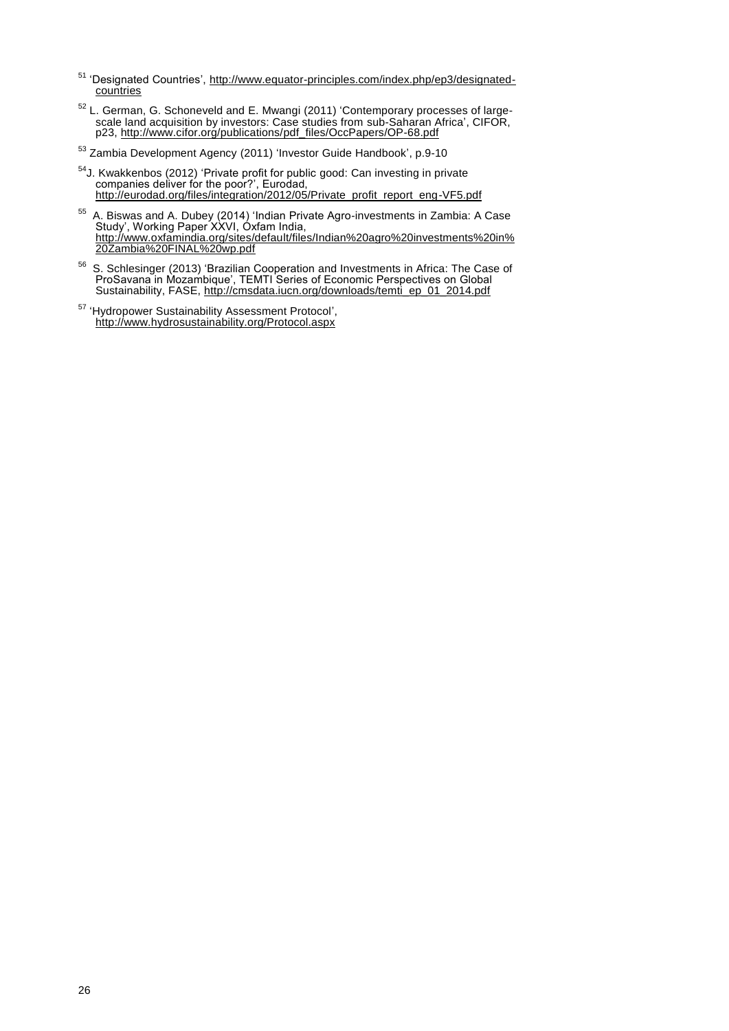[51] 'Designated Countries', http://www.equator-principles.com/index.php/ep3/designated-countries

[52] L. German, G. Schoneveld and E. Mwangi (2011) 'Contemporary processes of large-scale land acquisition by investors: Case studies from sub-Saharan Africa', CIFOR, p23, http://www.cifor.org/publications/pdf_files/OccPapers/OP-68.pdf

[53] Zambia Development Agency (2011) 'Investor Guide Handbook', p.9-10

[54] J. Kwakkenbos (2012) 'Private profit for public good: Can investing in private companies deliver for the poor?', Eurodad, http://eurodad.org/files/integration/2012/05/Private_profit_report_eng-VF5.pdf

[55] A. Biswas and A. Dubey (2014) 'Indian Private Agro-investments in Zambia: A Case Study', Working Paper XXVI, Oxfam India, http://www.oxfamindia.org/sites/default/files/Indian%20agro%20investments%20in%20Zambia%20FINAL%20wp.pdf

[56] S. Schlesinger (2013) 'Brazilian Cooperation and Investments in Africa: The Case of ProSavana in Mozambique', TEMTI Series of Economic Perspectives on Global Sustainability, FASE, http://cmsdata.iucn.org/downloads/temti_ep_01_2014.pdf

[57] 'Hydropower Sustainability Assessment Protocol', http://www.hydrosustainability.org/Protocol.aspx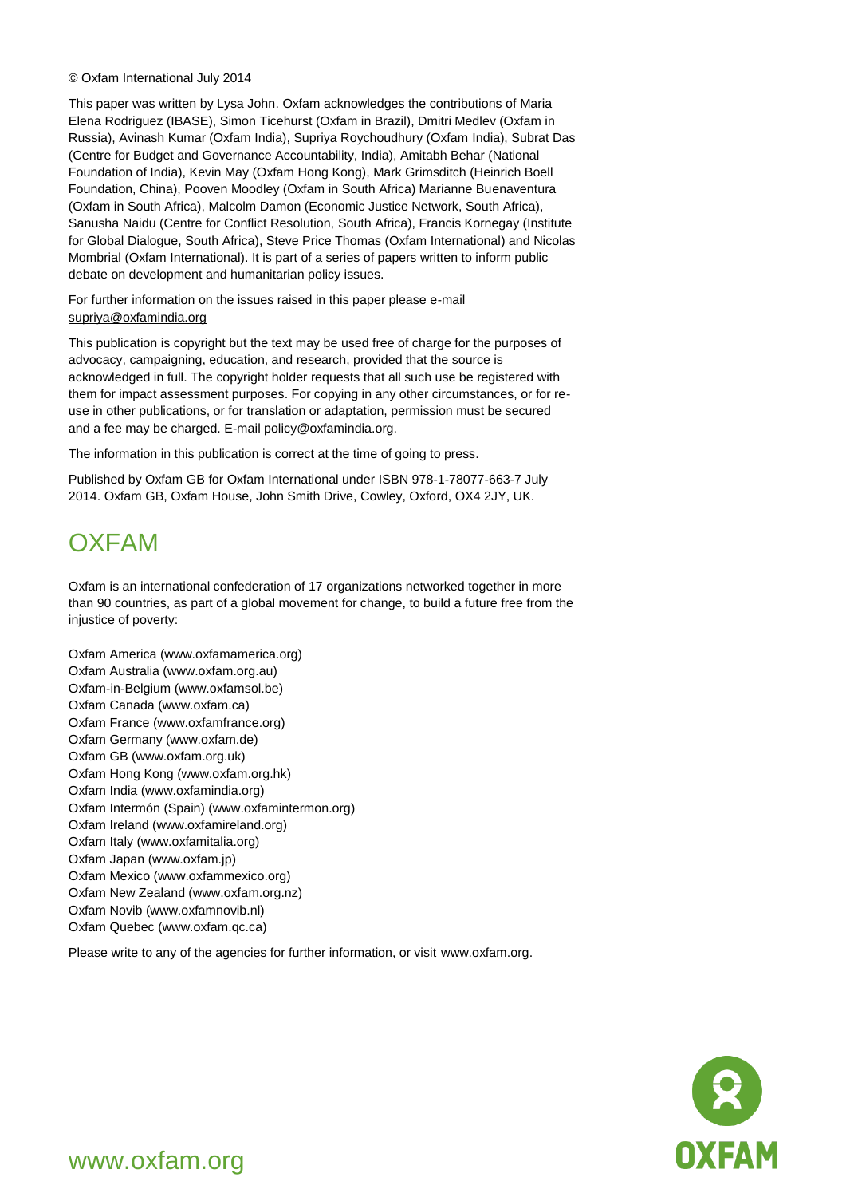© Oxfam International July 2014

This paper was written by Lysa John. Oxfam acknowledges the contributions of Maria Elena Rodriguez (IBASE), Simon Ticehurst (Oxfam in Brazil), Dmitri Medlev (Oxfam in Russia), Avinash Kumar (Oxfam India), Supriya Roychoudhury (Oxfam India), Subrat Das (Centre for Budget and Governance Accountability, India), Amitabh Behar (National Foundation of India), Kevin May (Oxfam Hong Kong), Mark Grimsditch (Heinrich Boell Foundation, China), Pooven Moodley (Oxfam in South Africa) Marianne Buenaventura (Oxfam in South Africa), Malcolm Damon (Economic Justice Network, South Africa), Sanusha Naidu (Centre for Conflict Resolution, South Africa), Francis Kornegay (Institute for Global Dialogue, South Africa), Steve Price Thomas (Oxfam International) and Nicolas Mombrial (Oxfam International). It is part of a series of papers written to inform public debate on development and humanitarian policy issues.

For further information on the issues raised in this paper please e-mail supriya@oxfamindia.org

This publication is copyright but the text may be used free of charge for the purposes of advocacy, campaigning, education, and research, provided that the source is acknowledged in full. The copyright holder requests that all such use be registered with them for impact assessment purposes. For copying in any other circumstances, or for re-use in other publications, or for translation or adaptation, permission must be secured and a fee may be charged. E-mail policy@oxfamindia.org.

The information in this publication is correct at the time of going to press.

Published by Oxfam GB for Oxfam International under ISBN 978-1-78077-663-7 July 2014. Oxfam GB, Oxfam House, John Smith Drive, Cowley, Oxford, OX4 2JY, UK.

# OXFAM

Oxfam is an international confederation of 17 organizations networked together in more than 90 countries, as part of a global movement for change, to build a future free from the injustice of poverty:

Oxfam America (www.oxfamamerica.org)
Oxfam Australia (www.oxfam.org.au)
Oxfam-in-Belgium (www.oxfamsol.be)
Oxfam Canada (www.oxfam.ca)
Oxfam France (www.oxfamfrance.org)
Oxfam Germany (www.oxfam.de)
Oxfam GB (www.oxfam.org.uk)
Oxfam Hong Kong (www.oxfam.org.hk)
Oxfam India (www.oxfamindia.org)
Oxfam Intermón (Spain) (www.oxfamintermon.org)
Oxfam Ireland (www.oxfamireland.org)
Oxfam Italy (www.oxfamitalia.org)
Oxfam Japan (www.oxfam.jp)
Oxfam Mexico (www.oxfammexico.org)
Oxfam New Zealand (www.oxfam.org.nz)
Oxfam Novib (www.oxfamnovib.nl)
Oxfam Quebec (www.oxfam.qc.ca)

Please write to any of the agencies for further information, or visit www.oxfam.org.

www.oxfam.org